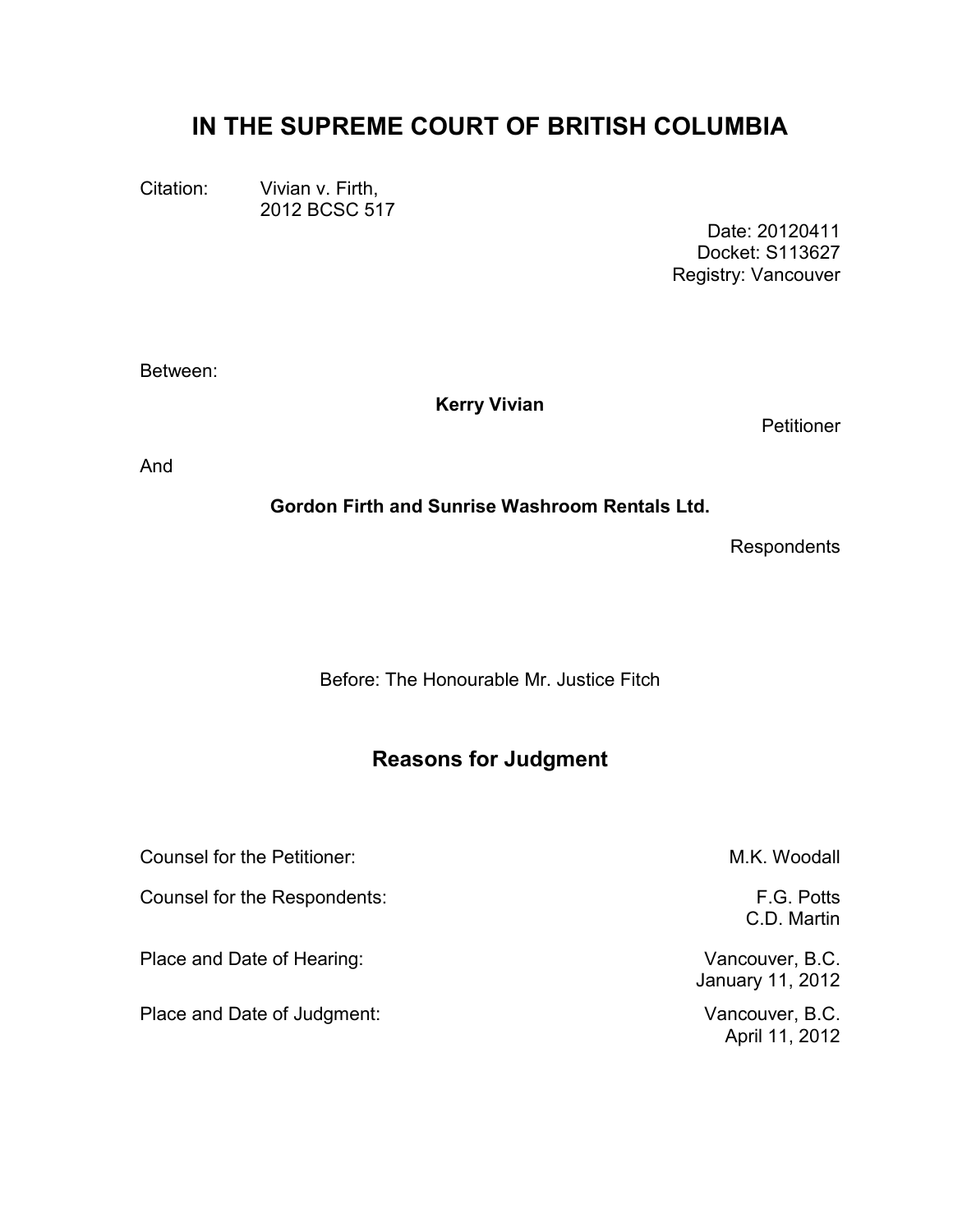# IN THE SUPREME COURT OF BRITISH COLUMBIA

Citation: Vivian v. Firth,
2012 BCSC 517

Date: 20120411
Docket: S113627
Registry: Vancouver

Between:

**Kerry Vivian**

Petitioner

And

**Gordon Firth and Sunrise Washroom Rentals Ltd.**

Respondents

Before: The Honourable Mr. Justice Fitch

## Reasons for Judgment

| | |
|---|---|
| Counsel for the Petitioner: | M.K. Woodall |
| Counsel for the Respondents: | F.G. Potts<br>C.D. Martin |
| Place and Date of Hearing: | Vancouver, B.C.<br>January 11, 2012 |
| Place and Date of Judgment: | Vancouver, B.C.<br>April 11, 2012 |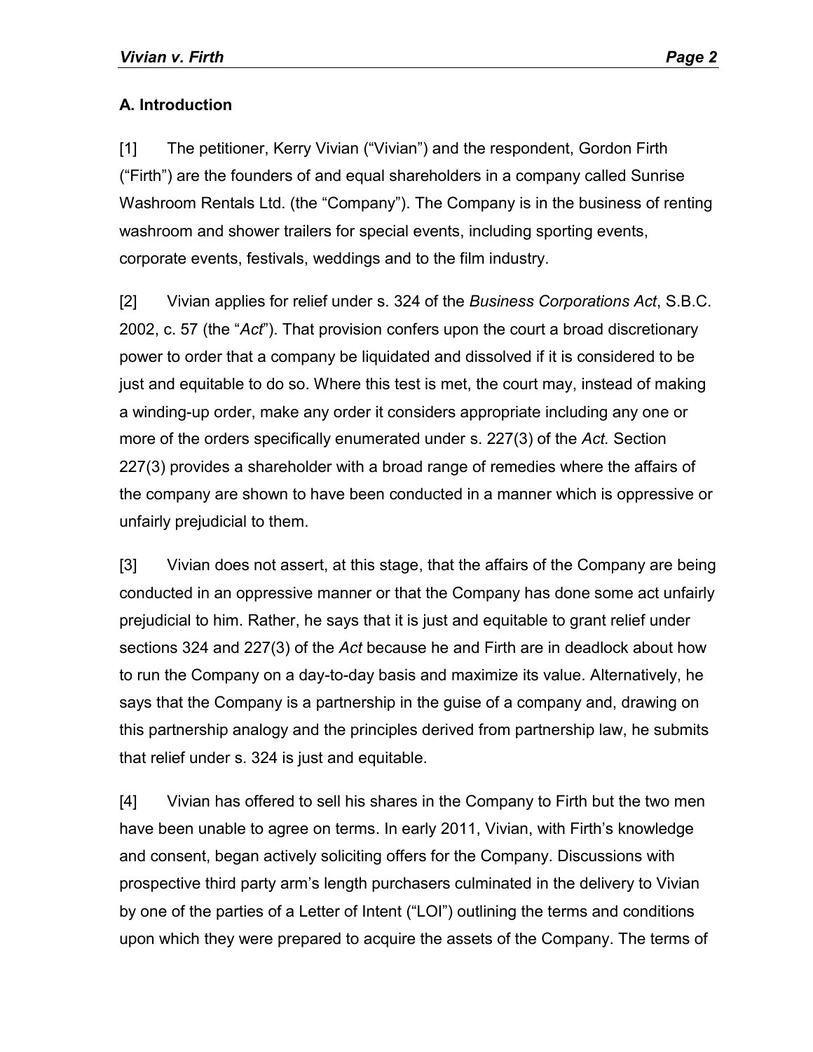## A. Introduction

[1] The petitioner, Kerry Vivian ("Vivian") and the respondent, Gordon Firth ("Firth") are the founders of and equal shareholders in a company called Sunrise Washroom Rentals Ltd. (the "Company"). The Company is in the business of renting washroom and shower trailers for special events, including sporting events, corporate events, festivals, weddings and to the film industry.

[2] Vivian applies for relief under s. 324 of the *Business Corporations Act*, S.B.C. 2002, c. 57 (the "*Act*"). That provision confers upon the court a broad discretionary power to order that a company be liquidated and dissolved if it is considered to be just and equitable to do so. Where this test is met, the court may, instead of making a winding-up order, make any order it considers appropriate including any one or more of the orders specifically enumerated under s. 227(3) of the *Act.* Section 227(3) provides a shareholder with a broad range of remedies where the affairs of the company are shown to have been conducted in a manner which is oppressive or unfairly prejudicial to them.

[3] Vivian does not assert, at this stage, that the affairs of the Company are being conducted in an oppressive manner or that the Company has done some act unfairly prejudicial to him. Rather, he says that it is just and equitable to grant relief under sections 324 and 227(3) of the *Act* because he and Firth are in deadlock about how to run the Company on a day-to-day basis and maximize its value. Alternatively, he says that the Company is a partnership in the guise of a company and, drawing on this partnership analogy and the principles derived from partnership law, he submits that relief under s. 324 is just and equitable.

[4] Vivian has offered to sell his shares in the Company to Firth but the two men have been unable to agree on terms. In early 2011, Vivian, with Firth's knowledge and consent, began actively soliciting offers for the Company. Discussions with prospective third party arm's length purchasers culminated in the delivery to Vivian by one of the parties of a Letter of Intent ("LOI") outlining the terms and conditions upon which they were prepared to acquire the assets of the Company. The terms of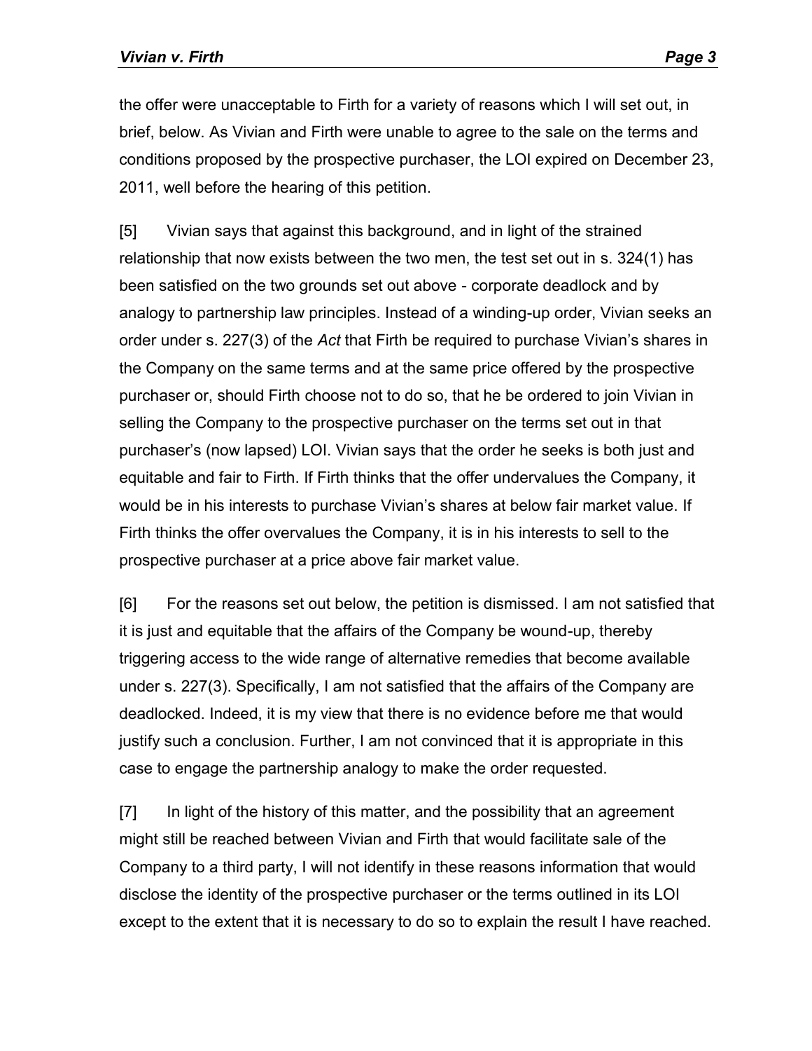the offer were unacceptable to Firth for a variety of reasons which I will set out, in brief, below. As Vivian and Firth were unable to agree to the sale on the terms and conditions proposed by the prospective purchaser, the LOI expired on December 23, 2011, well before the hearing of this petition.

[5] Vivian says that against this background, and in light of the strained relationship that now exists between the two men, the test set out in s. 324(1) has been satisfied on the two grounds set out above - corporate deadlock and by analogy to partnership law principles. Instead of a winding-up order, Vivian seeks an order under s. 227(3) of the *Act* that Firth be required to purchase Vivian's shares in the Company on the same terms and at the same price offered by the prospective purchaser or, should Firth choose not to do so, that he be ordered to join Vivian in selling the Company to the prospective purchaser on the terms set out in that purchaser's (now lapsed) LOI. Vivian says that the order he seeks is both just and equitable and fair to Firth. If Firth thinks that the offer undervalues the Company, it would be in his interests to purchase Vivian's shares at below fair market value. If Firth thinks the offer overvalues the Company, it is in his interests to sell to the prospective purchaser at a price above fair market value.

[6] For the reasons set out below, the petition is dismissed. I am not satisfied that it is just and equitable that the affairs of the Company be wound-up, thereby triggering access to the wide range of alternative remedies that become available under s. 227(3). Specifically, I am not satisfied that the affairs of the Company are deadlocked. Indeed, it is my view that there is no evidence before me that would justify such a conclusion. Further, I am not convinced that it is appropriate in this case to engage the partnership analogy to make the order requested.

[7] In light of the history of this matter, and the possibility that an agreement might still be reached between Vivian and Firth that would facilitate sale of the Company to a third party, I will not identify in these reasons information that would disclose the identity of the prospective purchaser or the terms outlined in its LOI except to the extent that it is necessary to do so to explain the result I have reached.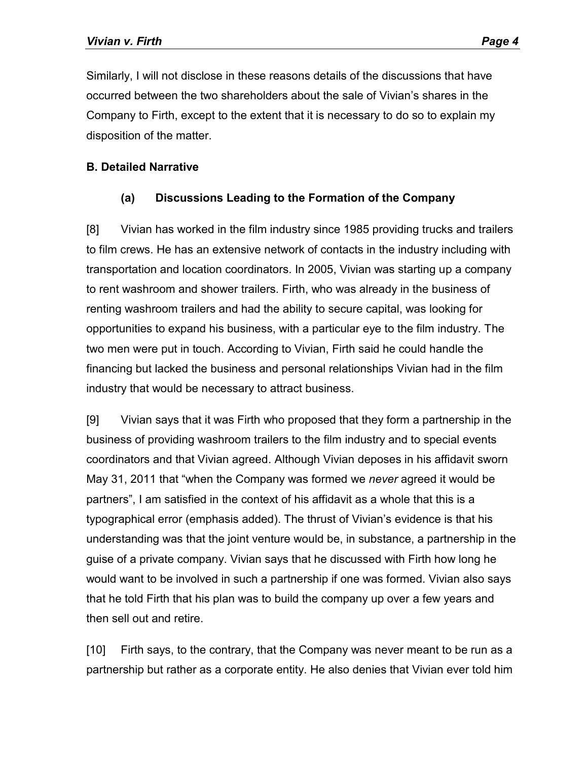Similarly, I will not disclose in these reasons details of the discussions that have occurred between the two shareholders about the sale of Vivian's shares in the Company to Firth, except to the extent that it is necessary to do so to explain my disposition of the matter.

### B. Detailed Narrative

#### (a) Discussions Leading to the Formation of the Company

[8] Vivian has worked in the film industry since 1985 providing trucks and trailers to film crews. He has an extensive network of contacts in the industry including with transportation and location coordinators. In 2005, Vivian was starting up a company to rent washroom and shower trailers. Firth, who was already in the business of renting washroom trailers and had the ability to secure capital, was looking for opportunities to expand his business, with a particular eye to the film industry. The two men were put in touch. According to Vivian, Firth said he could handle the financing but lacked the business and personal relationships Vivian had in the film industry that would be necessary to attract business.

[9] Vivian says that it was Firth who proposed that they form a partnership in the business of providing washroom trailers to the film industry and to special events coordinators and that Vivian agreed. Although Vivian deposes in his affidavit sworn May 31, 2011 that "when the Company was formed we *never* agreed it would be partners", I am satisfied in the context of his affidavit as a whole that this is a typographical error (emphasis added). The thrust of Vivian's evidence is that his understanding was that the joint venture would be, in substance, a partnership in the guise of a private company. Vivian says that he discussed with Firth how long he would want to be involved in such a partnership if one was formed. Vivian also says that he told Firth that his plan was to build the company up over a few years and then sell out and retire.

[10] Firth says, to the contrary, that the Company was never meant to be run as a partnership but rather as a corporate entity. He also denies that Vivian ever told him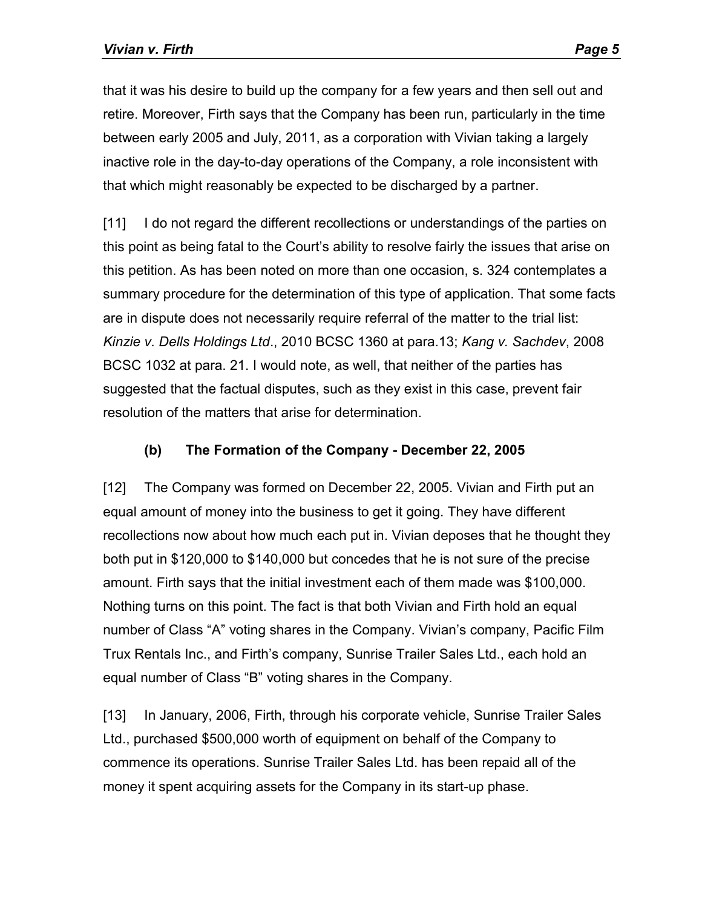that it was his desire to build up the company for a few years and then sell out and retire. Moreover, Firth says that the Company has been run, particularly in the time between early 2005 and July, 2011, as a corporation with Vivian taking a largely inactive role in the day-to-day operations of the Company, a role inconsistent with that which might reasonably be expected to be discharged by a partner.

[11] I do not regard the different recollections or understandings of the parties on this point as being fatal to the Court's ability to resolve fairly the issues that arise on this petition. As has been noted on more than one occasion, s. 324 contemplates a summary procedure for the determination of this type of application. That some facts are in dispute does not necessarily require referral of the matter to the trial list: *Kinzie v. Dells Holdings Ltd*., 2010 BCSC 1360 at para.13; *Kang v. Sachdev*, 2008 BCSC 1032 at para. 21. I would note, as well, that neither of the parties has suggested that the factual disputes, such as they exist in this case, prevent fair resolution of the matters that arise for determination.

### (b) The Formation of the Company - December 22, 2005

[12] The Company was formed on December 22, 2005. Vivian and Firth put an equal amount of money into the business to get it going. They have different recollections now about how much each put in. Vivian deposes that he thought they both put in $120,000 to $140,000 but concedes that he is not sure of the precise amount. Firth says that the initial investment each of them made was $100,000. Nothing turns on this point. The fact is that both Vivian and Firth hold an equal number of Class "A" voting shares in the Company. Vivian's company, Pacific Film Trux Rentals Inc., and Firth's company, Sunrise Trailer Sales Ltd., each hold an equal number of Class "B" voting shares in the Company.

[13] In January, 2006, Firth, through his corporate vehicle, Sunrise Trailer Sales Ltd., purchased $500,000 worth of equipment on behalf of the Company to commence its operations. Sunrise Trailer Sales Ltd. has been repaid all of the money it spent acquiring assets for the Company in its start-up phase.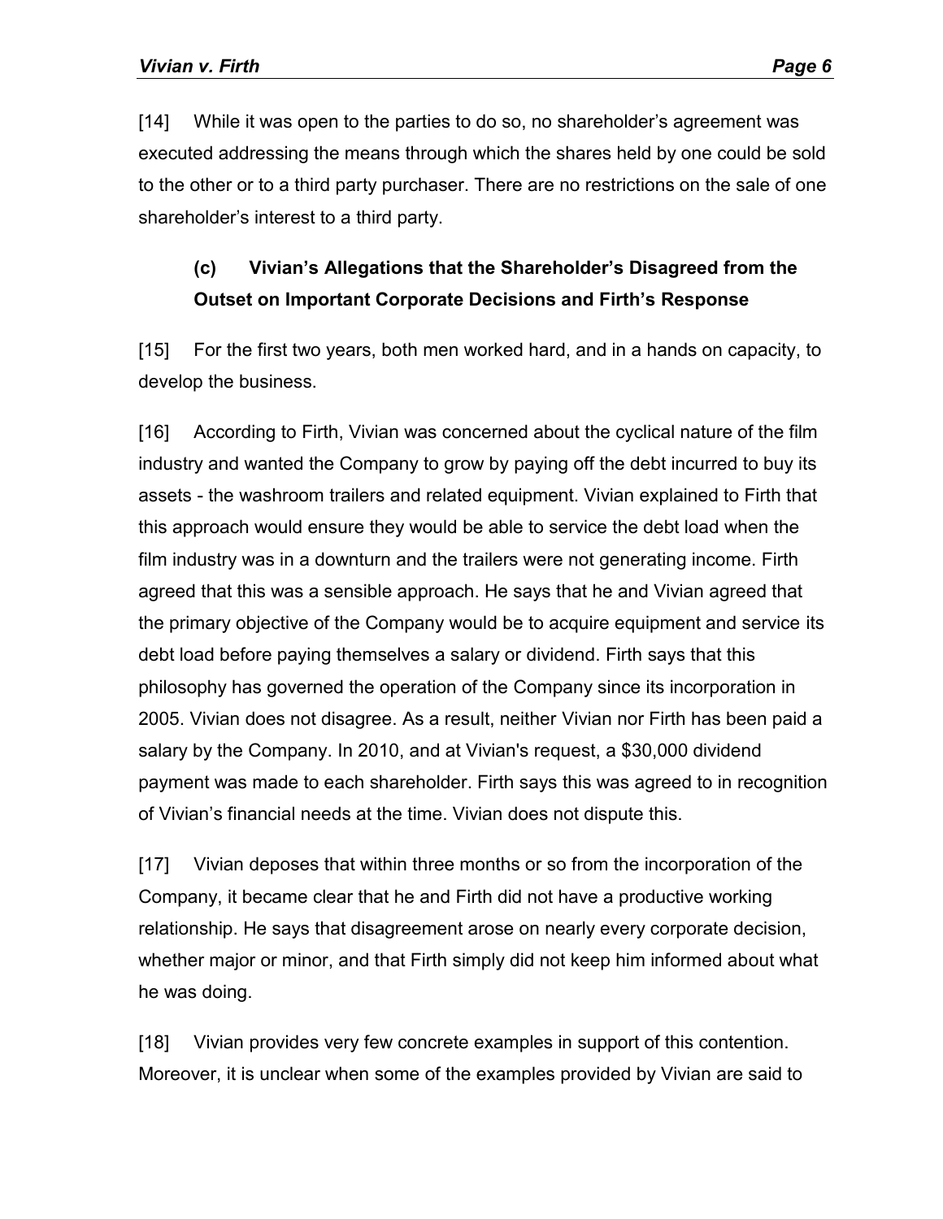[14] While it was open to the parties to do so, no shareholder's agreement was executed addressing the means through which the shares held by one could be sold to the other or to a third party purchaser. There are no restrictions on the sale of one shareholder's interest to a third party.

### (c) Vivian's Allegations that the Shareholder's Disagreed from the Outset on Important Corporate Decisions and Firth's Response

[15] For the first two years, both men worked hard, and in a hands on capacity, to develop the business.

[16] According to Firth, Vivian was concerned about the cyclical nature of the film industry and wanted the Company to grow by paying off the debt incurred to buy its assets - the washroom trailers and related equipment. Vivian explained to Firth that this approach would ensure they would be able to service the debt load when the film industry was in a downturn and the trailers were not generating income. Firth agreed that this was a sensible approach. He says that he and Vivian agreed that the primary objective of the Company would be to acquire equipment and service its debt load before paying themselves a salary or dividend. Firth says that this philosophy has governed the operation of the Company since its incorporation in 2005. Vivian does not disagree. As a result, neither Vivian nor Firth has been paid a salary by the Company. In 2010, and at Vivian's request, a $30,000 dividend payment was made to each shareholder. Firth says this was agreed to in recognition of Vivian's financial needs at the time. Vivian does not dispute this.

[17] Vivian deposes that within three months or so from the incorporation of the Company, it became clear that he and Firth did not have a productive working relationship. He says that disagreement arose on nearly every corporate decision, whether major or minor, and that Firth simply did not keep him informed about what he was doing.

[18] Vivian provides very few concrete examples in support of this contention. Moreover, it is unclear when some of the examples provided by Vivian are said to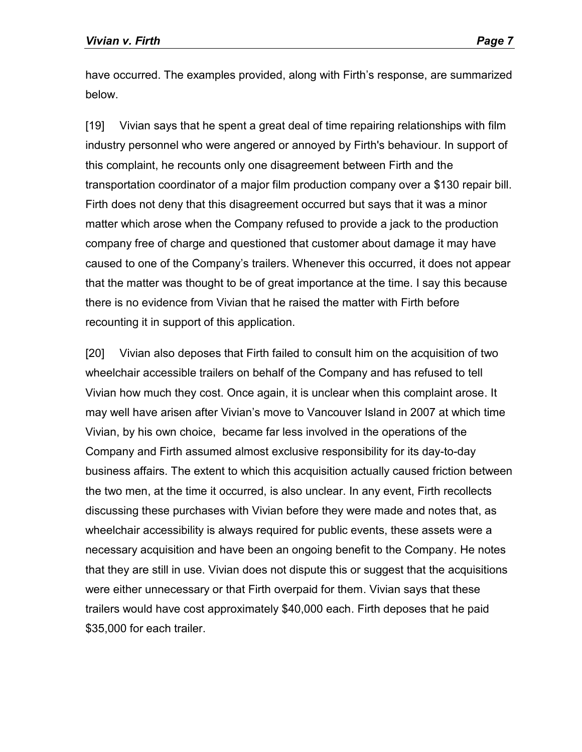have occurred. The examples provided, along with Firth's response, are summarized below.

[19] Vivian says that he spent a great deal of time repairing relationships with film industry personnel who were angered or annoyed by Firth's behaviour. In support of this complaint, he recounts only one disagreement between Firth and the transportation coordinator of a major film production company over a $130 repair bill. Firth does not deny that this disagreement occurred but says that it was a minor matter which arose when the Company refused to provide a jack to the production company free of charge and questioned that customer about damage it may have caused to one of the Company's trailers. Whenever this occurred, it does not appear that the matter was thought to be of great importance at the time. I say this because there is no evidence from Vivian that he raised the matter with Firth before recounting it in support of this application.

[20] Vivian also deposes that Firth failed to consult him on the acquisition of two wheelchair accessible trailers on behalf of the Company and has refused to tell Vivian how much they cost. Once again, it is unclear when this complaint arose. It may well have arisen after Vivian's move to Vancouver Island in 2007 at which time Vivian, by his own choice, became far less involved in the operations of the Company and Firth assumed almost exclusive responsibility for its day-to-day business affairs. The extent to which this acquisition actually caused friction between the two men, at the time it occurred, is also unclear. In any event, Firth recollects discussing these purchases with Vivian before they were made and notes that, as wheelchair accessibility is always required for public events, these assets were a necessary acquisition and have been an ongoing benefit to the Company. He notes that they are still in use. Vivian does not dispute this or suggest that the acquisitions were either unnecessary or that Firth overpaid for them. Vivian says that these trailers would have cost approximately $40,000 each. Firth deposes that he paid $35,000 for each trailer.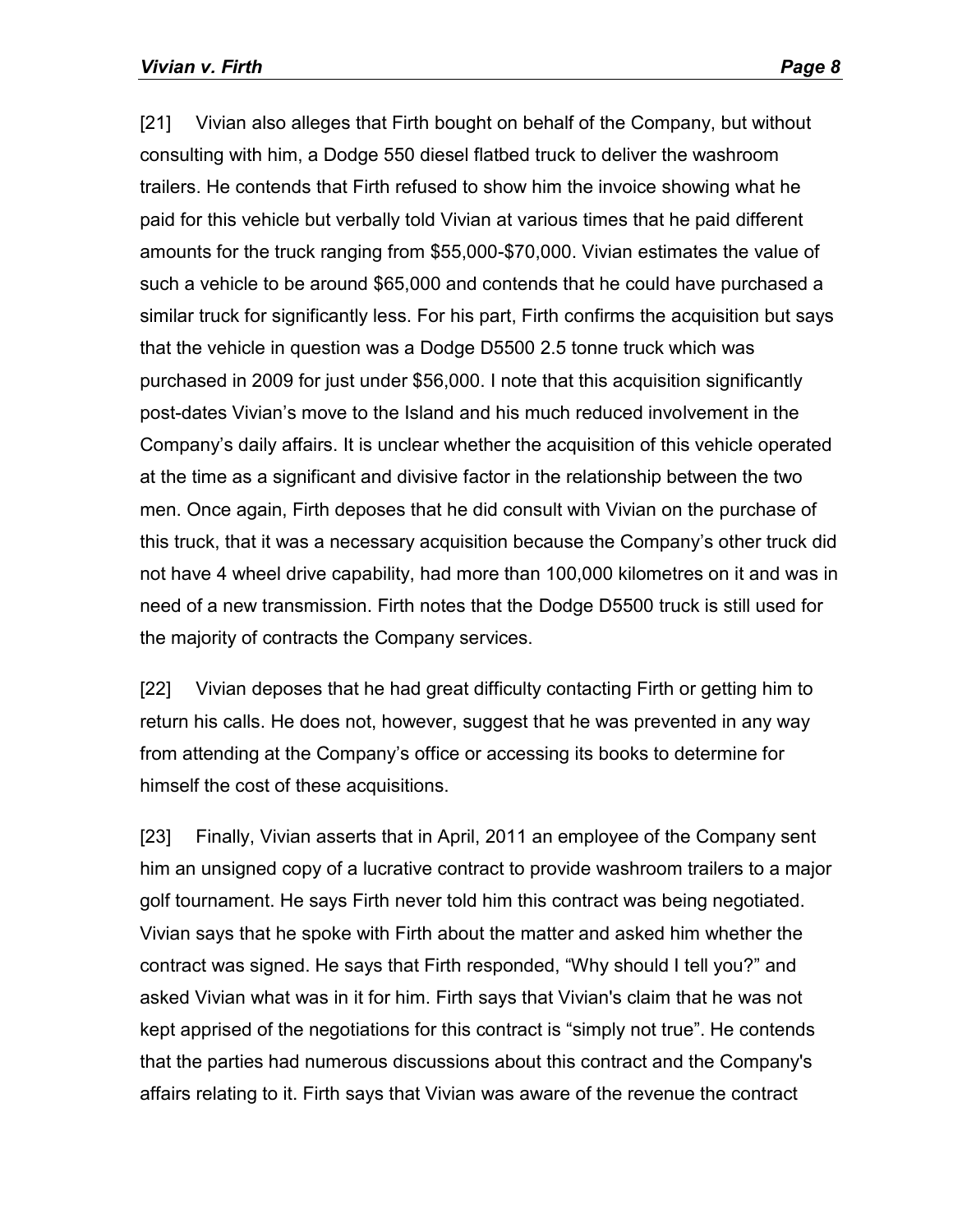[21] Vivian also alleges that Firth bought on behalf of the Company, but without consulting with him, a Dodge 550 diesel flatbed truck to deliver the washroom trailers. He contends that Firth refused to show him the invoice showing what he paid for this vehicle but verbally told Vivian at various times that he paid different amounts for the truck ranging from $55,000-$70,000. Vivian estimates the value of such a vehicle to be around $65,000 and contends that he could have purchased a similar truck for significantly less. For his part, Firth confirms the acquisition but says that the vehicle in question was a Dodge D5500 2.5 tonne truck which was purchased in 2009 for just under $56,000. I note that this acquisition significantly post-dates Vivian's move to the Island and his much reduced involvement in the Company's daily affairs. It is unclear whether the acquisition of this vehicle operated at the time as a significant and divisive factor in the relationship between the two men. Once again, Firth deposes that he did consult with Vivian on the purchase of this truck, that it was a necessary acquisition because the Company's other truck did not have 4 wheel drive capability, had more than 100,000 kilometres on it and was in need of a new transmission. Firth notes that the Dodge D5500 truck is still used for the majority of contracts the Company services.

[22] Vivian deposes that he had great difficulty contacting Firth or getting him to return his calls. He does not, however, suggest that he was prevented in any way from attending at the Company's office or accessing its books to determine for himself the cost of these acquisitions.

[23] Finally, Vivian asserts that in April, 2011 an employee of the Company sent him an unsigned copy of a lucrative contract to provide washroom trailers to a major golf tournament. He says Firth never told him this contract was being negotiated. Vivian says that he spoke with Firth about the matter and asked him whether the contract was signed. He says that Firth responded, "Why should I tell you?" and asked Vivian what was in it for him. Firth says that Vivian's claim that he was not kept apprised of the negotiations for this contract is "simply not true". He contends that the parties had numerous discussions about this contract and the Company's affairs relating to it. Firth says that Vivian was aware of the revenue the contract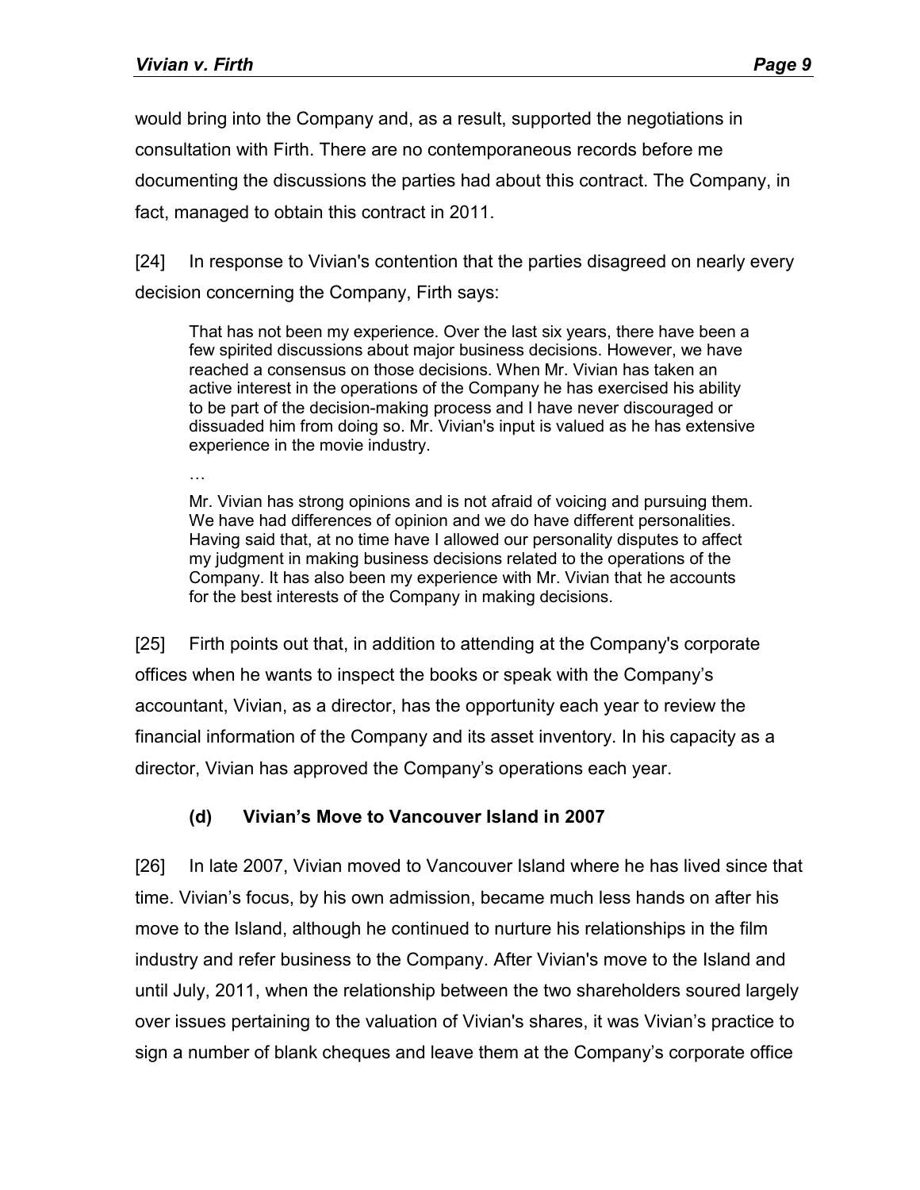would bring into the Company and, as a result, supported the negotiations in consultation with Firth. There are no contemporaneous records before me documenting the discussions the parties had about this contract. The Company, in fact, managed to obtain this contract in 2011.

[24] In response to Vivian's contention that the parties disagreed on nearly every decision concerning the Company, Firth says:

> That has not been my experience. Over the last six years, there have been a few spirited discussions about major business decisions. However, we have reached a consensus on those decisions. When Mr. Vivian has taken an active interest in the operations of the Company he has exercised his ability to be part of the decision-making process and I have never discouraged or dissuaded him from doing so. Mr. Vivian's input is valued as he has extensive experience in the movie industry.
>
> …
>
> Mr. Vivian has strong opinions and is not afraid of voicing and pursuing them. We have had differences of opinion and we do have different personalities. Having said that, at no time have I allowed our personality disputes to affect my judgment in making business decisions related to the operations of the Company. It has also been my experience with Mr. Vivian that he accounts for the best interests of the Company in making decisions.

[25] Firth points out that, in addition to attending at the Company's corporate offices when he wants to inspect the books or speak with the Company's accountant, Vivian, as a director, has the opportunity each year to review the financial information of the Company and its asset inventory. In his capacity as a director, Vivian has approved the Company's operations each year.

### (d) Vivian's Move to Vancouver Island in 2007

[26] In late 2007, Vivian moved to Vancouver Island where he has lived since that time. Vivian's focus, by his own admission, became much less hands on after his move to the Island, although he continued to nurture his relationships in the film industry and refer business to the Company. After Vivian's move to the Island and until July, 2011, when the relationship between the two shareholders soured largely over issues pertaining to the valuation of Vivian's shares, it was Vivian's practice to sign a number of blank cheques and leave them at the Company's corporate office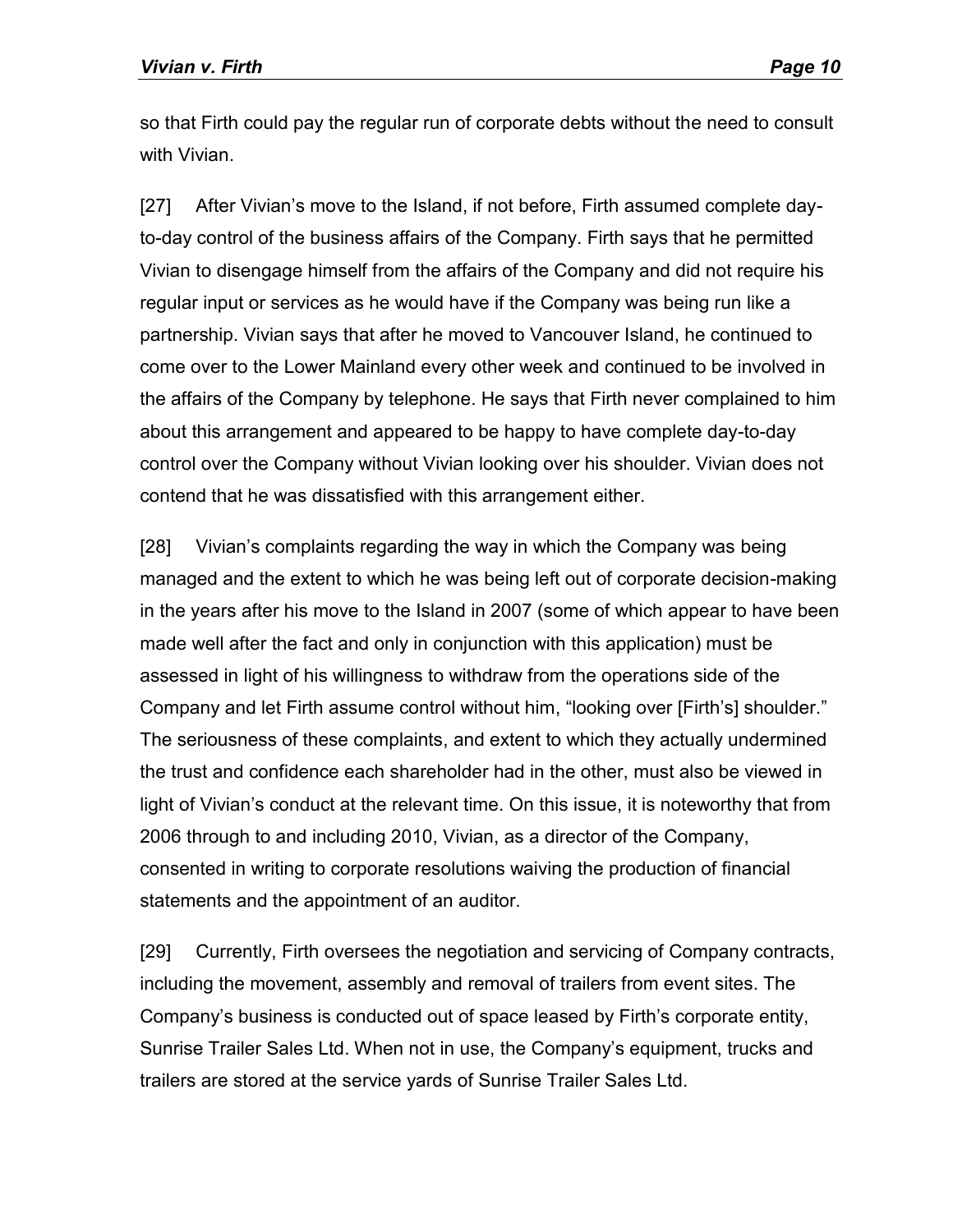so that Firth could pay the regular run of corporate debts without the need to consult with Vivian.

[27] After Vivian's move to the Island, if not before, Firth assumed complete day-to-day control of the business affairs of the Company. Firth says that he permitted Vivian to disengage himself from the affairs of the Company and did not require his regular input or services as he would have if the Company was being run like a partnership. Vivian says that after he moved to Vancouver Island, he continued to come over to the Lower Mainland every other week and continued to be involved in the affairs of the Company by telephone. He says that Firth never complained to him about this arrangement and appeared to be happy to have complete day-to-day control over the Company without Vivian looking over his shoulder. Vivian does not contend that he was dissatisfied with this arrangement either.

[28] Vivian's complaints regarding the way in which the Company was being managed and the extent to which he was being left out of corporate decision-making in the years after his move to the Island in 2007 (some of which appear to have been made well after the fact and only in conjunction with this application) must be assessed in light of his willingness to withdraw from the operations side of the Company and let Firth assume control without him, "looking over [Firth's] shoulder." The seriousness of these complaints, and extent to which they actually undermined the trust and confidence each shareholder had in the other, must also be viewed in light of Vivian's conduct at the relevant time. On this issue, it is noteworthy that from 2006 through to and including 2010, Vivian, as a director of the Company, consented in writing to corporate resolutions waiving the production of financial statements and the appointment of an auditor.

[29] Currently, Firth oversees the negotiation and servicing of Company contracts, including the movement, assembly and removal of trailers from event sites. The Company's business is conducted out of space leased by Firth's corporate entity, Sunrise Trailer Sales Ltd. When not in use, the Company's equipment, trucks and trailers are stored at the service yards of Sunrise Trailer Sales Ltd.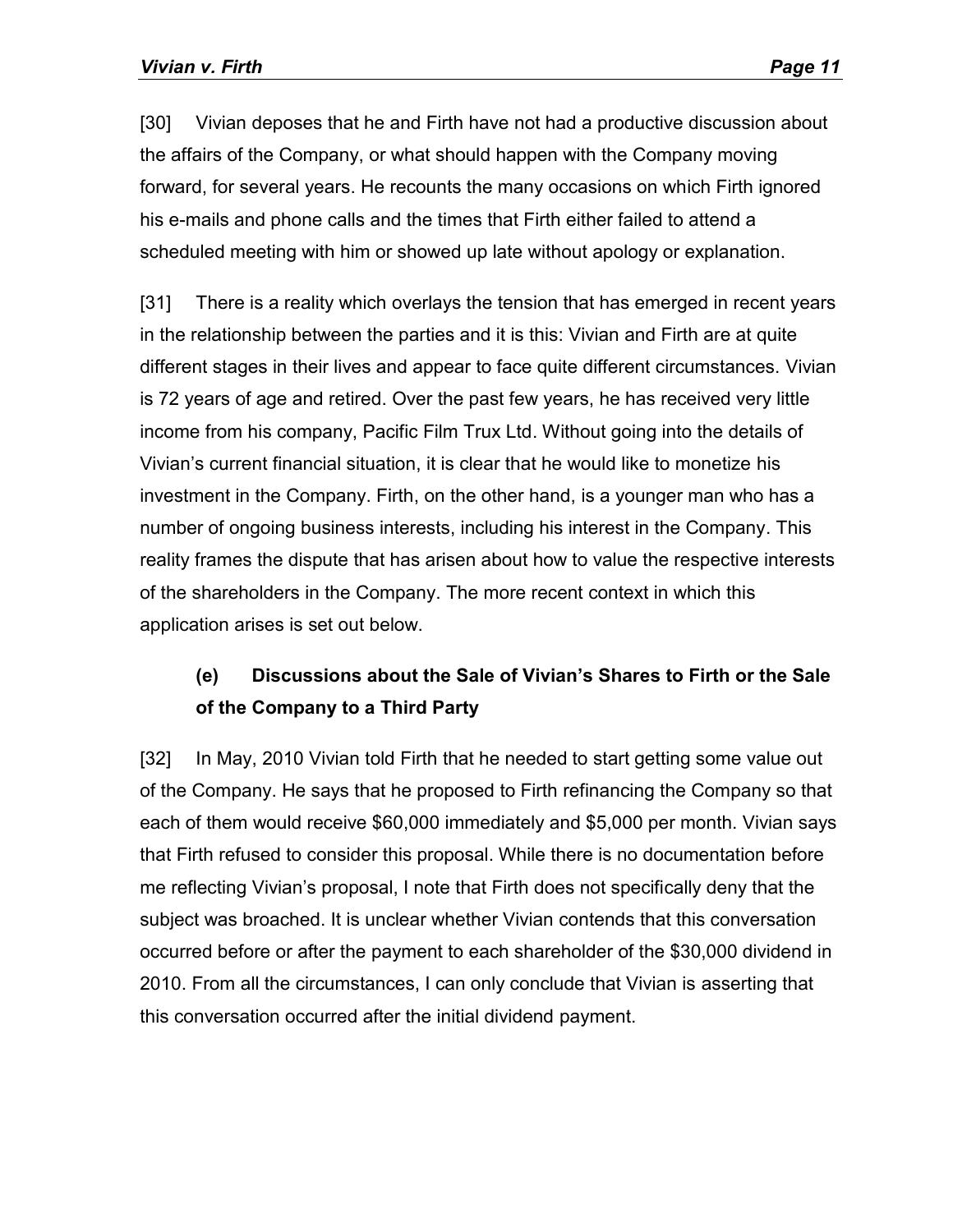[30] Vivian deposes that he and Firth have not had a productive discussion about the affairs of the Company, or what should happen with the Company moving forward, for several years. He recounts the many occasions on which Firth ignored his e-mails and phone calls and the times that Firth either failed to attend a scheduled meeting with him or showed up late without apology or explanation.

[31] There is a reality which overlays the tension that has emerged in recent years in the relationship between the parties and it is this: Vivian and Firth are at quite different stages in their lives and appear to face quite different circumstances. Vivian is 72 years of age and retired. Over the past few years, he has received very little income from his company, Pacific Film Trux Ltd. Without going into the details of Vivian's current financial situation, it is clear that he would like to monetize his investment in the Company. Firth, on the other hand, is a younger man who has a number of ongoing business interests, including his interest in the Company. This reality frames the dispute that has arisen about how to value the respective interests of the shareholders in the Company. The more recent context in which this application arises is set out below.

### (e) Discussions about the Sale of Vivian's Shares to Firth or the Sale of the Company to a Third Party

[32] In May, 2010 Vivian told Firth that he needed to start getting some value out of the Company. He says that he proposed to Firth refinancing the Company so that each of them would receive $60,000 immediately and $5,000 per month. Vivian says that Firth refused to consider this proposal. While there is no documentation before me reflecting Vivian's proposal, I note that Firth does not specifically deny that the subject was broached. It is unclear whether Vivian contends that this conversation occurred before or after the payment to each shareholder of the $30,000 dividend in 2010. From all the circumstances, I can only conclude that Vivian is asserting that this conversation occurred after the initial dividend payment.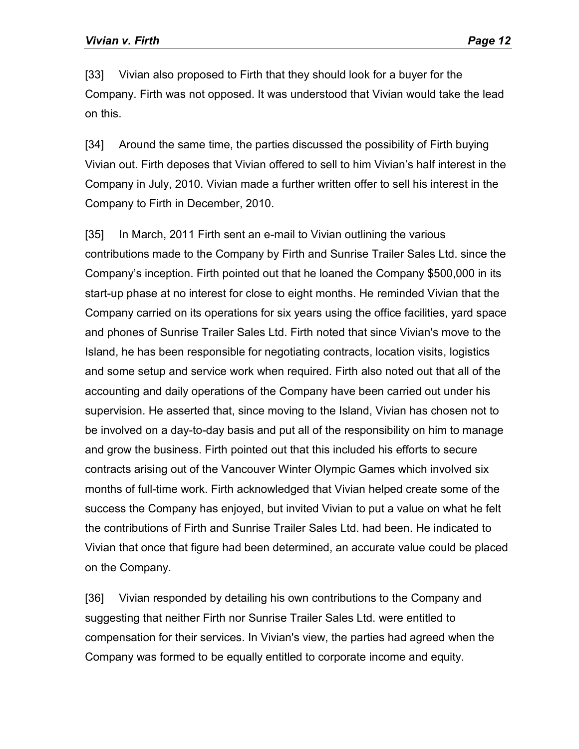[33] Vivian also proposed to Firth that they should look for a buyer for the Company. Firth was not opposed. It was understood that Vivian would take the lead on this.

[34] Around the same time, the parties discussed the possibility of Firth buying Vivian out. Firth deposes that Vivian offered to sell to him Vivian’s half interest in the Company in July, 2010. Vivian made a further written offer to sell his interest in the Company to Firth in December, 2010.

[35] In March, 2011 Firth sent an e-mail to Vivian outlining the various contributions made to the Company by Firth and Sunrise Trailer Sales Ltd. since the Company’s inception. Firth pointed out that he loaned the Company $500,000 in its start-up phase at no interest for close to eight months. He reminded Vivian that the Company carried on its operations for six years using the office facilities, yard space and phones of Sunrise Trailer Sales Ltd. Firth noted that since Vivian's move to the Island, he has been responsible for negotiating contracts, location visits, logistics and some setup and service work when required. Firth also noted out that all of the accounting and daily operations of the Company have been carried out under his supervision. He asserted that, since moving to the Island, Vivian has chosen not to be involved on a day-to-day basis and put all of the responsibility on him to manage and grow the business. Firth pointed out that this included his efforts to secure contracts arising out of the Vancouver Winter Olympic Games which involved six months of full-time work. Firth acknowledged that Vivian helped create some of the success the Company has enjoyed, but invited Vivian to put a value on what he felt the contributions of Firth and Sunrise Trailer Sales Ltd. had been. He indicated to Vivian that once that figure had been determined, an accurate value could be placed on the Company.

[36] Vivian responded by detailing his own contributions to the Company and suggesting that neither Firth nor Sunrise Trailer Sales Ltd. were entitled to compensation for their services. In Vivian's view, the parties had agreed when the Company was formed to be equally entitled to corporate income and equity.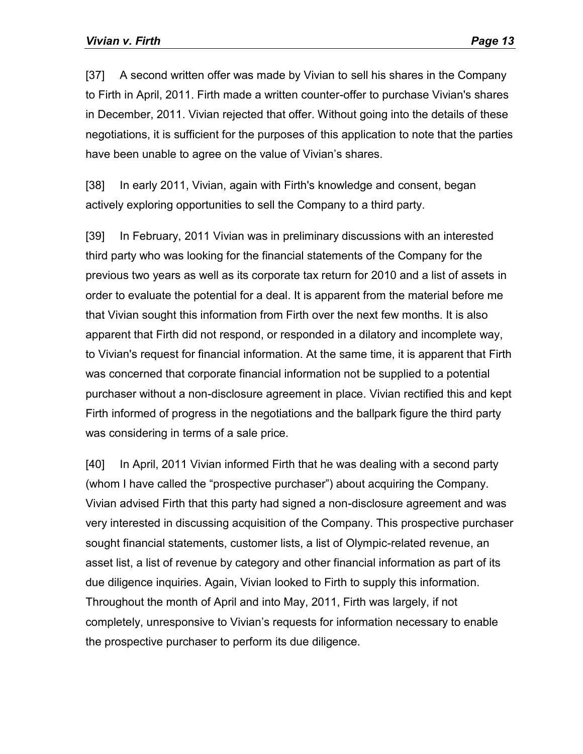[37] A second written offer was made by Vivian to sell his shares in the Company to Firth in April, 2011. Firth made a written counter-offer to purchase Vivian's shares in December, 2011. Vivian rejected that offer. Without going into the details of these negotiations, it is sufficient for the purposes of this application to note that the parties have been unable to agree on the value of Vivian's shares.

[38] In early 2011, Vivian, again with Firth's knowledge and consent, began actively exploring opportunities to sell the Company to a third party.

[39] In February, 2011 Vivian was in preliminary discussions with an interested third party who was looking for the financial statements of the Company for the previous two years as well as its corporate tax return for 2010 and a list of assets in order to evaluate the potential for a deal. It is apparent from the material before me that Vivian sought this information from Firth over the next few months. It is also apparent that Firth did not respond, or responded in a dilatory and incomplete way, to Vivian's request for financial information. At the same time, it is apparent that Firth was concerned that corporate financial information not be supplied to a potential purchaser without a non-disclosure agreement in place. Vivian rectified this and kept Firth informed of progress in the negotiations and the ballpark figure the third party was considering in terms of a sale price.

[40] In April, 2011 Vivian informed Firth that he was dealing with a second party (whom I have called the "prospective purchaser") about acquiring the Company. Vivian advised Firth that this party had signed a non-disclosure agreement and was very interested in discussing acquisition of the Company. This prospective purchaser sought financial statements, customer lists, a list of Olympic-related revenue, an asset list, a list of revenue by category and other financial information as part of its due diligence inquiries. Again, Vivian looked to Firth to supply this information. Throughout the month of April and into May, 2011, Firth was largely, if not completely, unresponsive to Vivian's requests for information necessary to enable the prospective purchaser to perform its due diligence.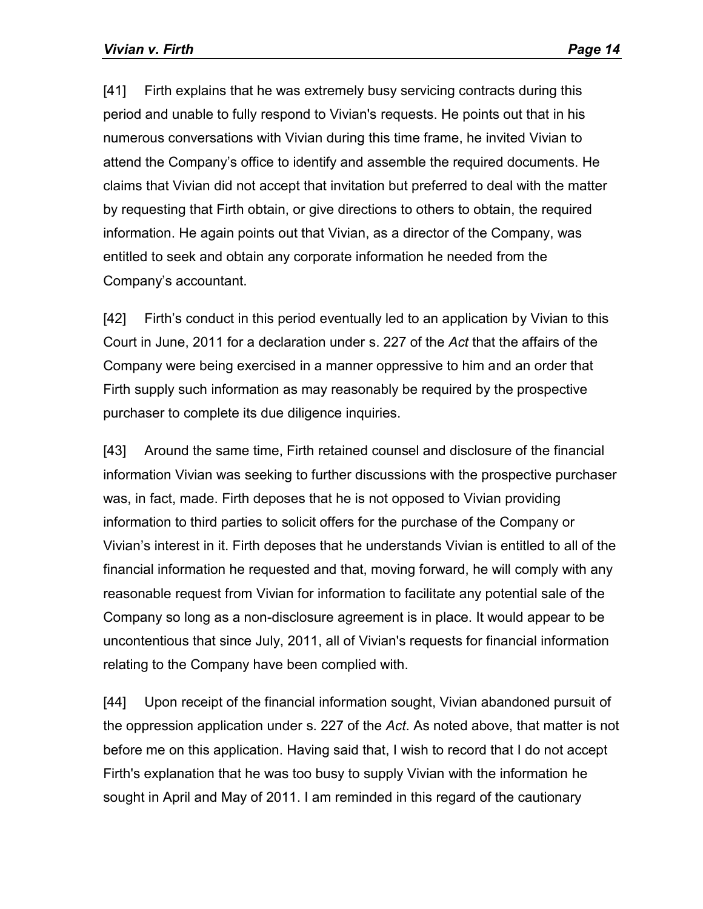[41] Firth explains that he was extremely busy servicing contracts during this period and unable to fully respond to Vivian's requests. He points out that in his numerous conversations with Vivian during this time frame, he invited Vivian to attend the Company's office to identify and assemble the required documents. He claims that Vivian did not accept that invitation but preferred to deal with the matter by requesting that Firth obtain, or give directions to others to obtain, the required information. He again points out that Vivian, as a director of the Company, was entitled to seek and obtain any corporate information he needed from the Company's accountant.

[42] Firth's conduct in this period eventually led to an application by Vivian to this Court in June, 2011 for a declaration under s. 227 of the *Act* that the affairs of the Company were being exercised in a manner oppressive to him and an order that Firth supply such information as may reasonably be required by the prospective purchaser to complete its due diligence inquiries.

[43] Around the same time, Firth retained counsel and disclosure of the financial information Vivian was seeking to further discussions with the prospective purchaser was, in fact, made. Firth deposes that he is not opposed to Vivian providing information to third parties to solicit offers for the purchase of the Company or Vivian's interest in it. Firth deposes that he understands Vivian is entitled to all of the financial information he requested and that, moving forward, he will comply with any reasonable request from Vivian for information to facilitate any potential sale of the Company so long as a non-disclosure agreement is in place. It would appear to be uncontentious that since July, 2011, all of Vivian's requests for financial information relating to the Company have been complied with.

[44] Upon receipt of the financial information sought, Vivian abandoned pursuit of the oppression application under s. 227 of the *Act*. As noted above, that matter is not before me on this application. Having said that, I wish to record that I do not accept Firth's explanation that he was too busy to supply Vivian with the information he sought in April and May of 2011. I am reminded in this regard of the cautionary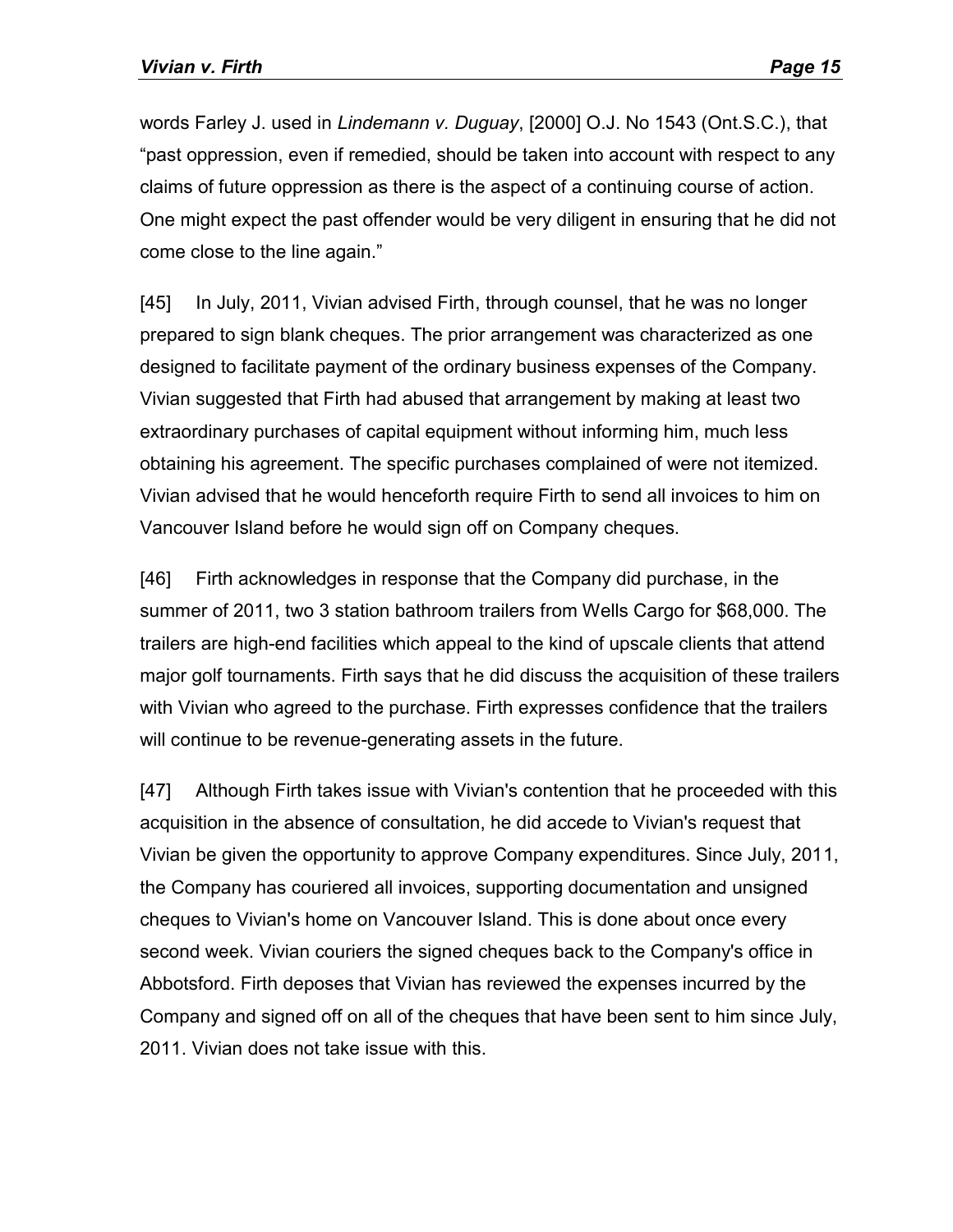words Farley J. used in *Lindemann v. Duguay*, [2000] O.J. No 1543 (Ont.S.C.), that "past oppression, even if remedied, should be taken into account with respect to any claims of future oppression as there is the aspect of a continuing course of action. One might expect the past offender would be very diligent in ensuring that he did not come close to the line again."

[45] In July, 2011, Vivian advised Firth, through counsel, that he was no longer prepared to sign blank cheques. The prior arrangement was characterized as one designed to facilitate payment of the ordinary business expenses of the Company. Vivian suggested that Firth had abused that arrangement by making at least two extraordinary purchases of capital equipment without informing him, much less obtaining his agreement. The specific purchases complained of were not itemized. Vivian advised that he would henceforth require Firth to send all invoices to him on Vancouver Island before he would sign off on Company cheques.

[46] Firth acknowledges in response that the Company did purchase, in the summer of 2011, two 3 station bathroom trailers from Wells Cargo for $68,000. The trailers are high-end facilities which appeal to the kind of upscale clients that attend major golf tournaments. Firth says that he did discuss the acquisition of these trailers with Vivian who agreed to the purchase. Firth expresses confidence that the trailers will continue to be revenue-generating assets in the future.

[47] Although Firth takes issue with Vivian's contention that he proceeded with this acquisition in the absence of consultation, he did accede to Vivian's request that Vivian be given the opportunity to approve Company expenditures. Since July, 2011, the Company has couriered all invoices, supporting documentation and unsigned cheques to Vivian's home on Vancouver Island. This is done about once every second week. Vivian couriers the signed cheques back to the Company's office in Abbotsford. Firth deposes that Vivian has reviewed the expenses incurred by the Company and signed off on all of the cheques that have been sent to him since July, 2011. Vivian does not take issue with this.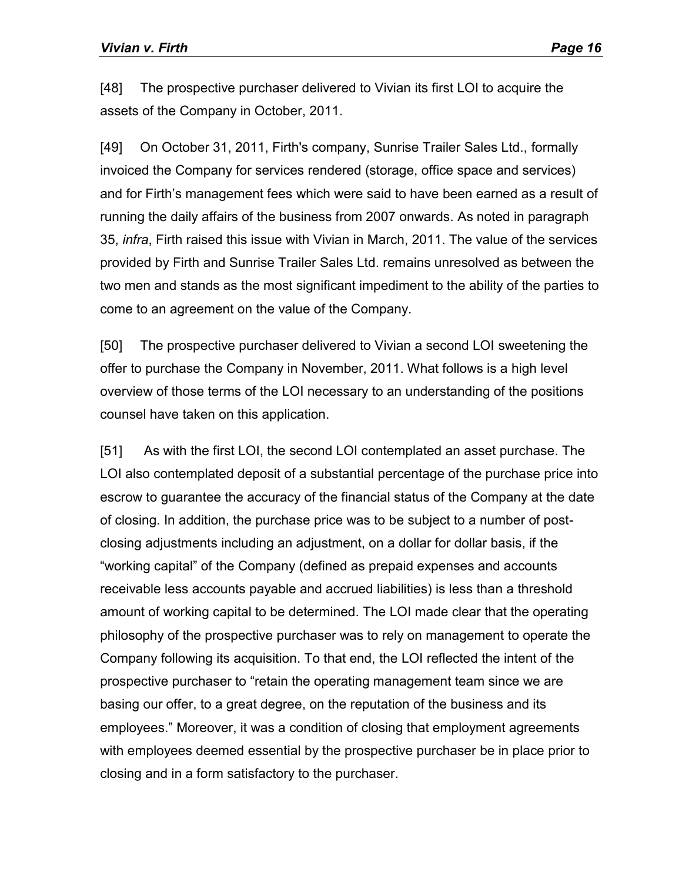[48] The prospective purchaser delivered to Vivian its first LOI to acquire the assets of the Company in October, 2011.

[49] On October 31, 2011, Firth's company, Sunrise Trailer Sales Ltd., formally invoiced the Company for services rendered (storage, office space and services) and for Firth's management fees which were said to have been earned as a result of running the daily affairs of the business from 2007 onwards. As noted in paragraph 35, *infra*, Firth raised this issue with Vivian in March, 2011. The value of the services provided by Firth and Sunrise Trailer Sales Ltd. remains unresolved as between the two men and stands as the most significant impediment to the ability of the parties to come to an agreement on the value of the Company.

[50] The prospective purchaser delivered to Vivian a second LOI sweetening the offer to purchase the Company in November, 2011. What follows is a high level overview of those terms of the LOI necessary to an understanding of the positions counsel have taken on this application.

[51] As with the first LOI, the second LOI contemplated an asset purchase. The LOI also contemplated deposit of a substantial percentage of the purchase price into escrow to guarantee the accuracy of the financial status of the Company at the date of closing. In addition, the purchase price was to be subject to a number of post-closing adjustments including an adjustment, on a dollar for dollar basis, if the "working capital" of the Company (defined as prepaid expenses and accounts receivable less accounts payable and accrued liabilities) is less than a threshold amount of working capital to be determined. The LOI made clear that the operating philosophy of the prospective purchaser was to rely on management to operate the Company following its acquisition. To that end, the LOI reflected the intent of the prospective purchaser to "retain the operating management team since we are basing our offer, to a great degree, on the reputation of the business and its employees." Moreover, it was a condition of closing that employment agreements with employees deemed essential by the prospective purchaser be in place prior to closing and in a form satisfactory to the purchaser.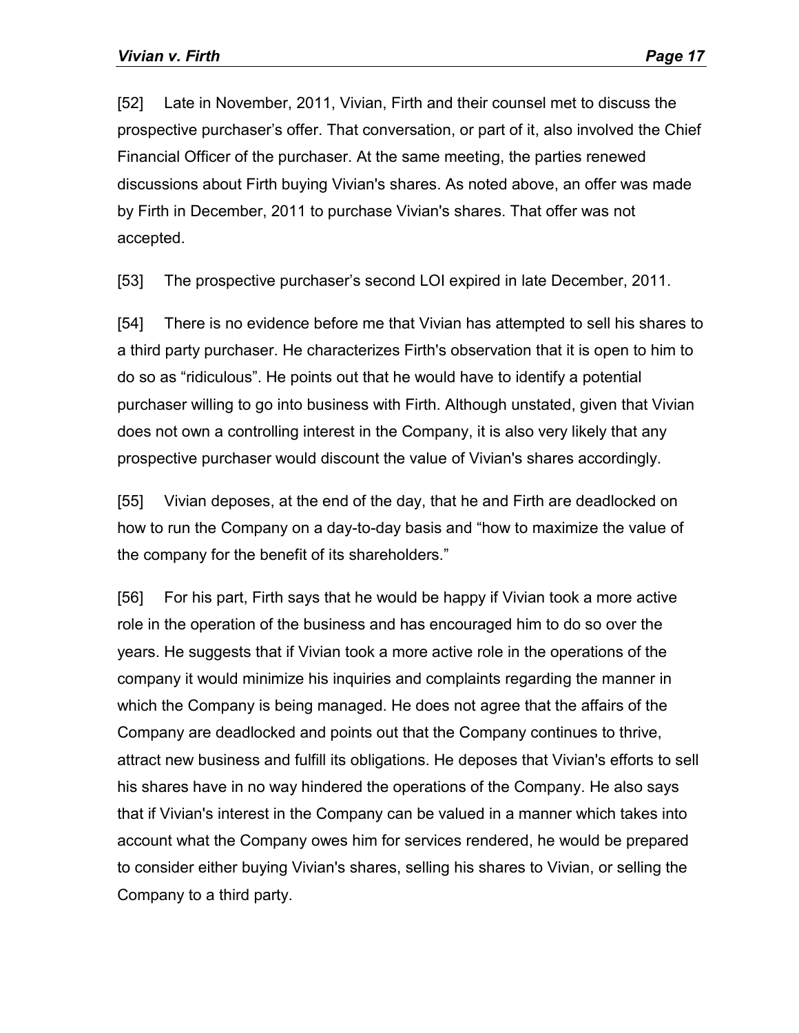[52] Late in November, 2011, Vivian, Firth and their counsel met to discuss the prospective purchaser's offer. That conversation, or part of it, also involved the Chief Financial Officer of the purchaser. At the same meeting, the parties renewed discussions about Firth buying Vivian's shares. As noted above, an offer was made by Firth in December, 2011 to purchase Vivian's shares. That offer was not accepted.

[53] The prospective purchaser's second LOI expired in late December, 2011.

[54] There is no evidence before me that Vivian has attempted to sell his shares to a third party purchaser. He characterizes Firth's observation that it is open to him to do so as "ridiculous". He points out that he would have to identify a potential purchaser willing to go into business with Firth. Although unstated, given that Vivian does not own a controlling interest in the Company, it is also very likely that any prospective purchaser would discount the value of Vivian's shares accordingly.

[55] Vivian deposes, at the end of the day, that he and Firth are deadlocked on how to run the Company on a day-to-day basis and "how to maximize the value of the company for the benefit of its shareholders."

[56] For his part, Firth says that he would be happy if Vivian took a more active role in the operation of the business and has encouraged him to do so over the years. He suggests that if Vivian took a more active role in the operations of the company it would minimize his inquiries and complaints regarding the manner in which the Company is being managed. He does not agree that the affairs of the Company are deadlocked and points out that the Company continues to thrive, attract new business and fulfill its obligations. He deposes that Vivian's efforts to sell his shares have in no way hindered the operations of the Company. He also says that if Vivian's interest in the Company can be valued in a manner which takes into account what the Company owes him for services rendered, he would be prepared to consider either buying Vivian's shares, selling his shares to Vivian, or selling the Company to a third party.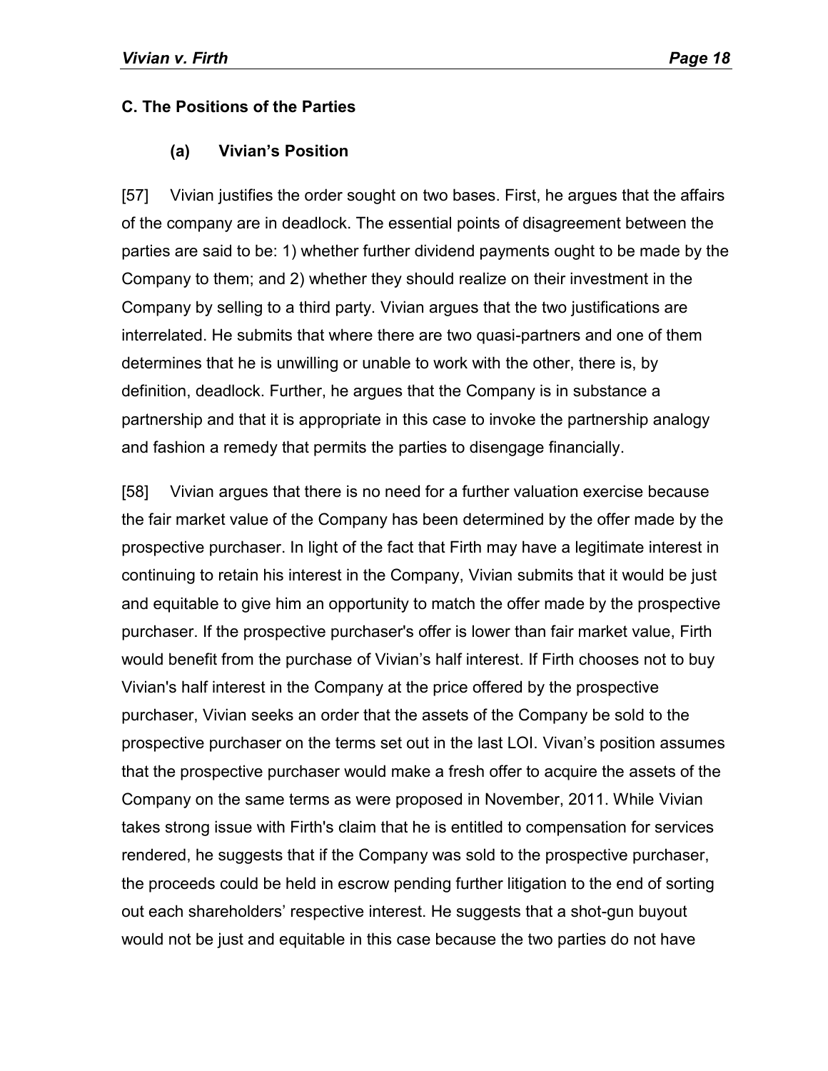## C. The Positions of the Parties

### (a) Vivian's Position

[57] Vivian justifies the order sought on two bases. First, he argues that the affairs of the company are in deadlock. The essential points of disagreement between the parties are said to be: 1) whether further dividend payments ought to be made by the Company to them; and 2) whether they should realize on their investment in the Company by selling to a third party. Vivian argues that the two justifications are interrelated. He submits that where there are two quasi-partners and one of them determines that he is unwilling or unable to work with the other, there is, by definition, deadlock. Further, he argues that the Company is in substance a partnership and that it is appropriate in this case to invoke the partnership analogy and fashion a remedy that permits the parties to disengage financially.

[58] Vivian argues that there is no need for a further valuation exercise because the fair market value of the Company has been determined by the offer made by the prospective purchaser. In light of the fact that Firth may have a legitimate interest in continuing to retain his interest in the Company, Vivian submits that it would be just and equitable to give him an opportunity to match the offer made by the prospective purchaser. If the prospective purchaser's offer is lower than fair market value, Firth would benefit from the purchase of Vivian's half interest. If Firth chooses not to buy Vivian's half interest in the Company at the price offered by the prospective purchaser, Vivian seeks an order that the assets of the Company be sold to the prospective purchaser on the terms set out in the last LOI. Vivan's position assumes that the prospective purchaser would make a fresh offer to acquire the assets of the Company on the same terms as were proposed in November, 2011. While Vivian takes strong issue with Firth's claim that he is entitled to compensation for services rendered, he suggests that if the Company was sold to the prospective purchaser, the proceeds could be held in escrow pending further litigation to the end of sorting out each shareholders' respective interest. He suggests that a shot-gun buyout would not be just and equitable in this case because the two parties do not have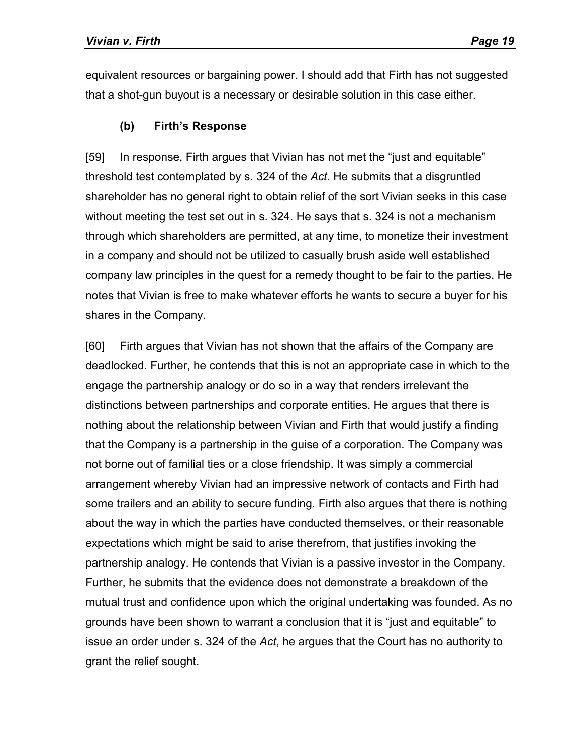equivalent resources or bargaining power. I should add that Firth has not suggested that a shot-gun buyout is a necessary or desirable solution in this case either.

### (b) Firth's Response

[59] In response, Firth argues that Vivian has not met the "just and equitable" threshold test contemplated by s. 324 of the *Act*. He submits that a disgruntled shareholder has no general right to obtain relief of the sort Vivian seeks in this case without meeting the test set out in s. 324. He says that s. 324 is not a mechanism through which shareholders are permitted, at any time, to monetize their investment in a company and should not be utilized to casually brush aside well established company law principles in the quest for a remedy thought to be fair to the parties. He notes that Vivian is free to make whatever efforts he wants to secure a buyer for his shares in the Company.

[60] Firth argues that Vivian has not shown that the affairs of the Company are deadlocked. Further, he contends that this is not an appropriate case in which to the engage the partnership analogy or do so in a way that renders irrelevant the distinctions between partnerships and corporate entities. He argues that there is nothing about the relationship between Vivian and Firth that would justify a finding that the Company is a partnership in the guise of a corporation. The Company was not borne out of familial ties or a close friendship. It was simply a commercial arrangement whereby Vivian had an impressive network of contacts and Firth had some trailers and an ability to secure funding. Firth also argues that there is nothing about the way in which the parties have conducted themselves, or their reasonable expectations which might be said to arise therefrom, that justifies invoking the partnership analogy. He contends that Vivian is a passive investor in the Company. Further, he submits that the evidence does not demonstrate a breakdown of the mutual trust and confidence upon which the original undertaking was founded. As no grounds have been shown to warrant a conclusion that it is "just and equitable" to issue an order under s. 324 of the *Act*, he argues that the Court has no authority to grant the relief sought.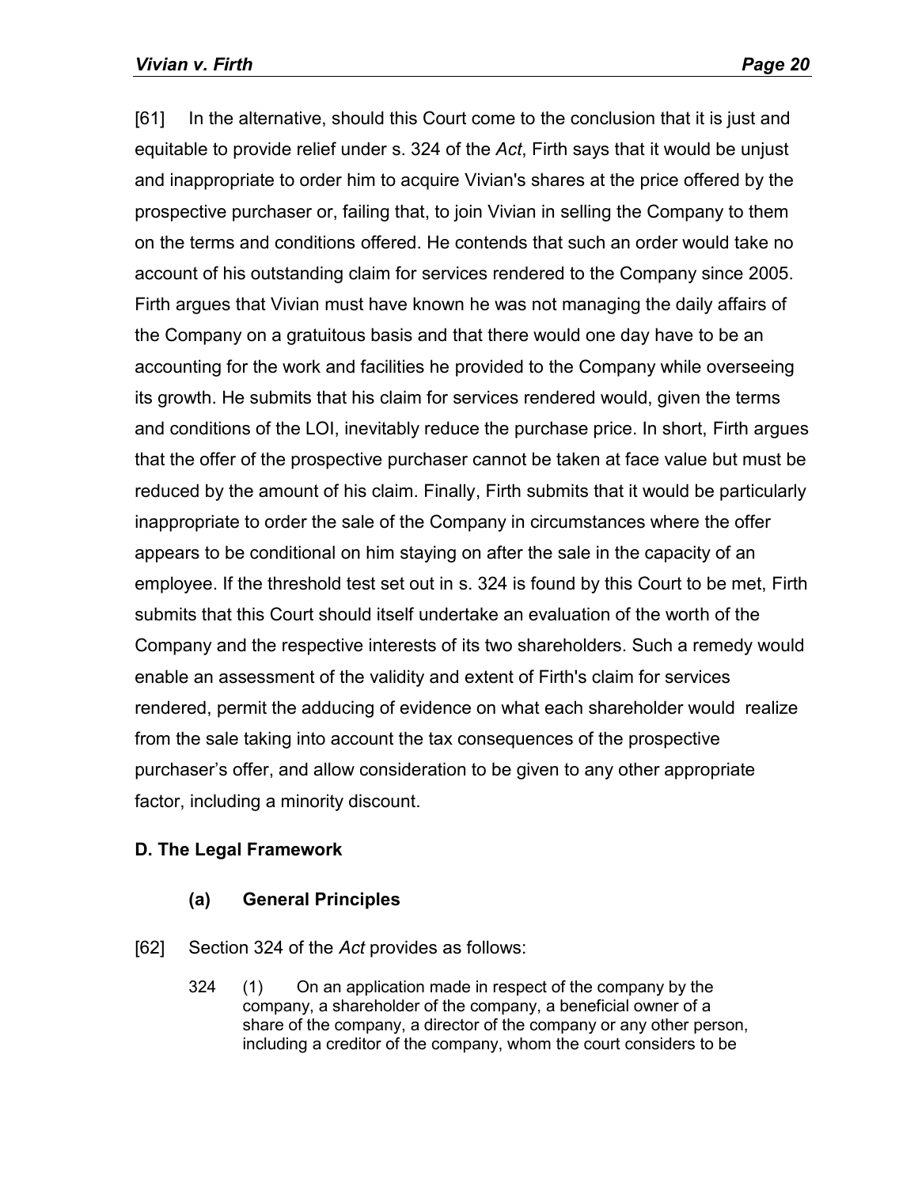[61] In the alternative, should this Court come to the conclusion that it is just and equitable to provide relief under s. 324 of the *Act*, Firth says that it would be unjust and inappropriate to order him to acquire Vivian's shares at the price offered by the prospective purchaser or, failing that, to join Vivian in selling the Company to them on the terms and conditions offered. He contends that such an order would take no account of his outstanding claim for services rendered to the Company since 2005. Firth argues that Vivian must have known he was not managing the daily affairs of the Company on a gratuitous basis and that there would one day have to be an accounting for the work and facilities he provided to the Company while overseeing its growth. He submits that his claim for services rendered would, given the terms and conditions of the LOI, inevitably reduce the purchase price. In short, Firth argues that the offer of the prospective purchaser cannot be taken at face value but must be reduced by the amount of his claim. Finally, Firth submits that it would be particularly inappropriate to order the sale of the Company in circumstances where the offer appears to be conditional on him staying on after the sale in the capacity of an employee. If the threshold test set out in s. 324 is found by this Court to be met, Firth submits that this Court should itself undertake an evaluation of the worth of the Company and the respective interests of its two shareholders. Such a remedy would enable an assessment of the validity and extent of Firth's claim for services rendered, permit the adducing of evidence on what each shareholder would realize from the sale taking into account the tax consequences of the prospective purchaser's offer, and allow consideration to be given to any other appropriate factor, including a minority discount.

## D. The Legal Framework

### (a) General Principles

[62] Section 324 of the *Act* provides as follows:

> 324 (1) On an application made in respect of the company by the company, a shareholder of the company, a beneficial owner of a share of the company, a director of the company or any other person, including a creditor of the company, whom the court considers to be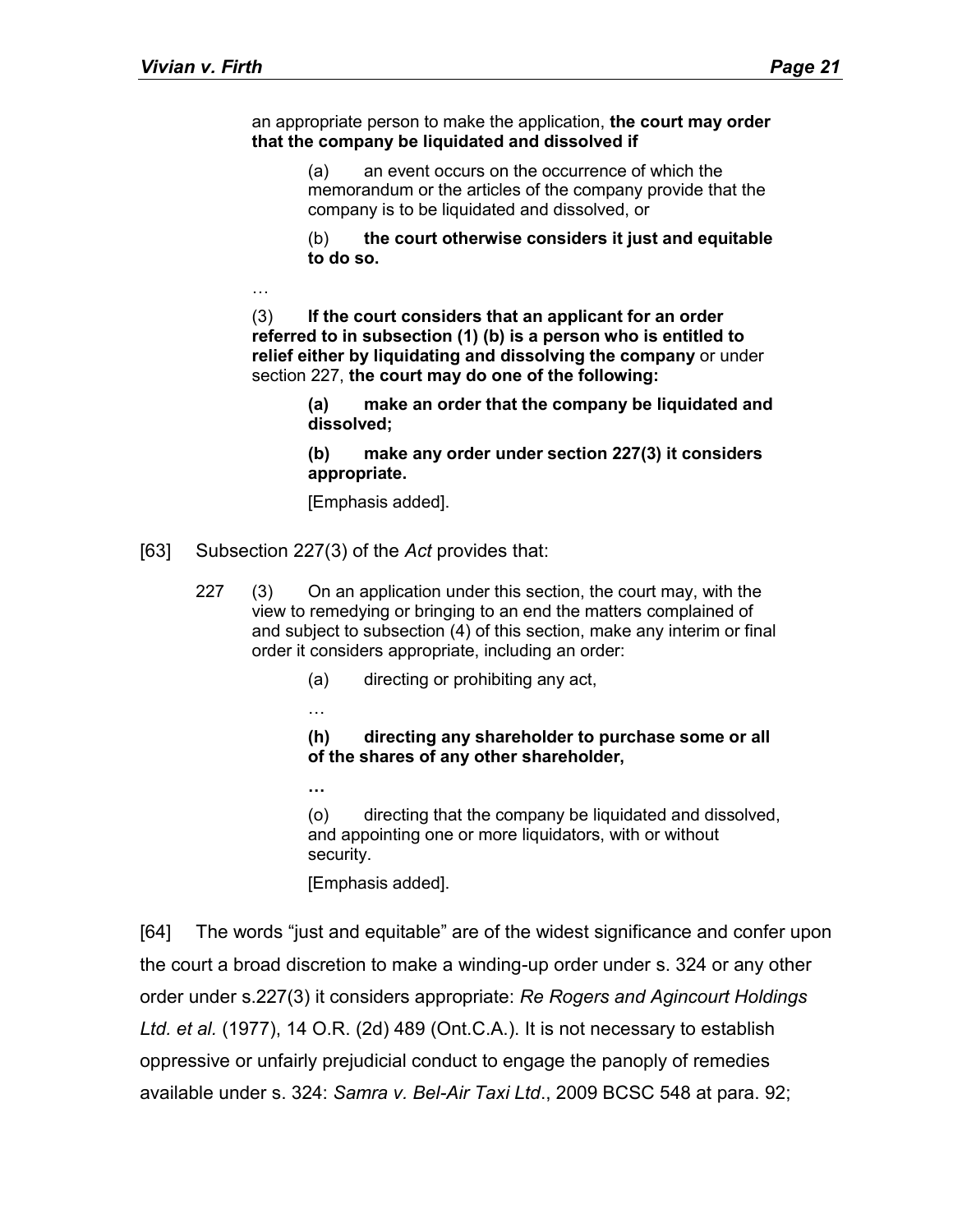> an appropriate person to make the application, **the court may order that the company be liquidated and dissolved if**
>
> > (a) an event occurs on the occurrence of which the memorandum or the articles of the company provide that the company is to be liquidated and dissolved, or
> >
> > (b) **the court otherwise considers it just and equitable to do so.**
>
> …
>
> (3) **If the court considers that an applicant for an order referred to in subsection (1) (b) is a person who is entitled to relief either by liquidating and dissolving the company** or under section 227, **the court may do one of the following:**
>
> > **(a) make an order that the company be liquidated and dissolved;**
> >
> > **(b) make any order under section 227(3) it considers appropriate.**
> >
> > [Emphasis added].

[63] Subsection 227(3) of the *Act* provides that:

> 227 (3) On an application under this section, the court may, with the view to remedying or bringing to an end the matters complained of and subject to subsection (4) of this section, make any interim or final order it considers appropriate, including an order:
>
> > (a) directing or prohibiting any act,
> >
> > …
> >
> > **(h) directing any shareholder to purchase some or all of the shares of any other shareholder,**
> >
> > **…**
> >
> > (o) directing that the company be liquidated and dissolved, and appointing one or more liquidators, with or without security.
> >
> > [Emphasis added].

[64] The words "just and equitable" are of the widest significance and confer upon the court a broad discretion to make a winding-up order under s. 324 or any other order under s.227(3) it considers appropriate: *Re Rogers and Agincourt Holdings Ltd. et al.* (1977), 14 O.R. (2d) 489 (Ont.C.A.). It is not necessary to establish oppressive or unfairly prejudicial conduct to engage the panoply of remedies available under s. 324: *Samra v. Bel-Air Taxi Ltd*., 2009 BCSC 548 at para. 92;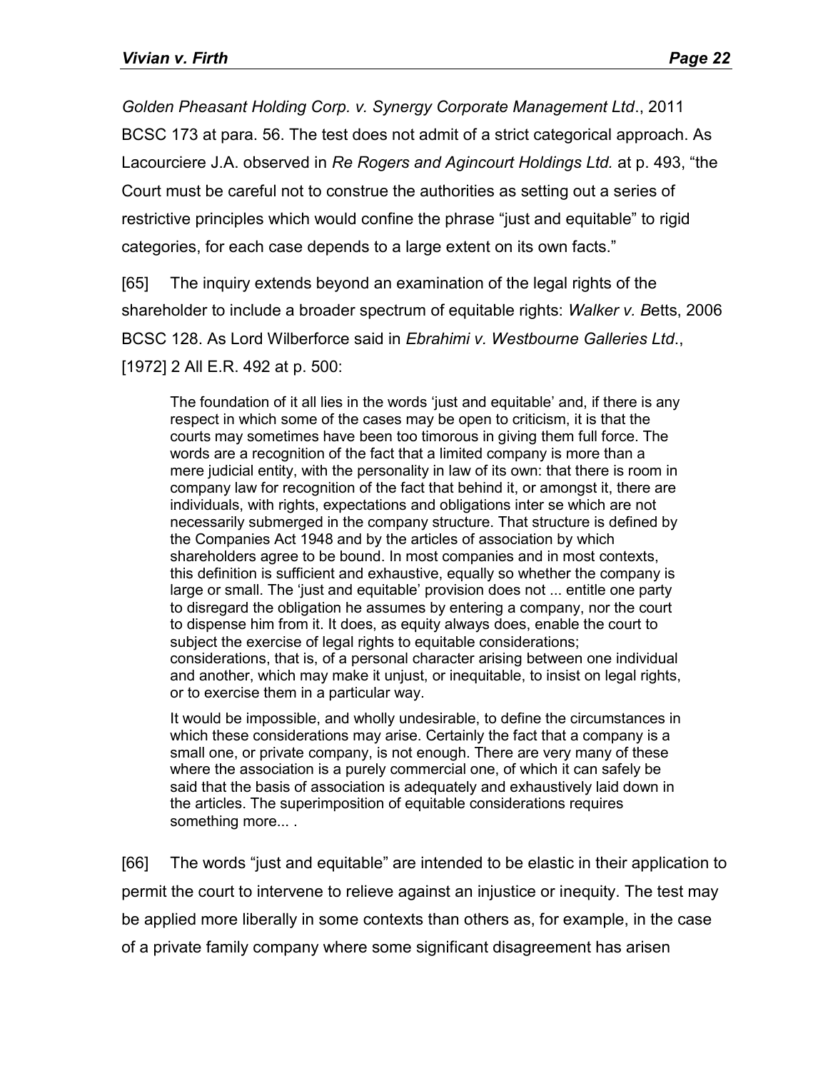*Golden Pheasant Holding Corp. v. Synergy Corporate Management Ltd*., 2011 BCSC 173 at para. 56. The test does not admit of a strict categorical approach. As Lacourciere J.A. observed in *Re Rogers and Agincourt Holdings Ltd.* at p. 493, "the Court must be careful not to construe the authorities as setting out a series of restrictive principles which would confine the phrase "just and equitable" to rigid categories, for each case depends to a large extent on its own facts."

[65] The inquiry extends beyond an examination of the legal rights of the shareholder to include a broader spectrum of equitable rights: *Walker v. B*etts, 2006 BCSC 128. As Lord Wilberforce said in *Ebrahimi v. Westbourne Galleries Ltd*., [1972] 2 All E.R. 492 at p. 500:

> The foundation of it all lies in the words 'just and equitable' and, if there is any respect in which some of the cases may be open to criticism, it is that the courts may sometimes have been too timorous in giving them full force. The words are a recognition of the fact that a limited company is more than a mere judicial entity, with the personality in law of its own: that there is room in company law for recognition of the fact that behind it, or amongst it, there are individuals, with rights, expectations and obligations inter se which are not necessarily submerged in the company structure. That structure is defined by the Companies Act 1948 and by the articles of association by which shareholders agree to be bound. In most companies and in most contexts, this definition is sufficient and exhaustive, equally so whether the company is large or small. The 'just and equitable' provision does not ... entitle one party to disregard the obligation he assumes by entering a company, nor the court to dispense him from it. It does, as equity always does, enable the court to subject the exercise of legal rights to equitable considerations; considerations, that is, of a personal character arising between one individual and another, which may make it unjust, or inequitable, to insist on legal rights, or to exercise them in a particular way.
>
> It would be impossible, and wholly undesirable, to define the circumstances in which these considerations may arise. Certainly the fact that a company is a small one, or private company, is not enough. There are very many of these where the association is a purely commercial one, of which it can safely be said that the basis of association is adequately and exhaustively laid down in the articles. The superimposition of equitable considerations requires something more... .

[66] The words "just and equitable" are intended to be elastic in their application to permit the court to intervene to relieve against an injustice or inequity. The test may be applied more liberally in some contexts than others as, for example, in the case of a private family company where some significant disagreement has arisen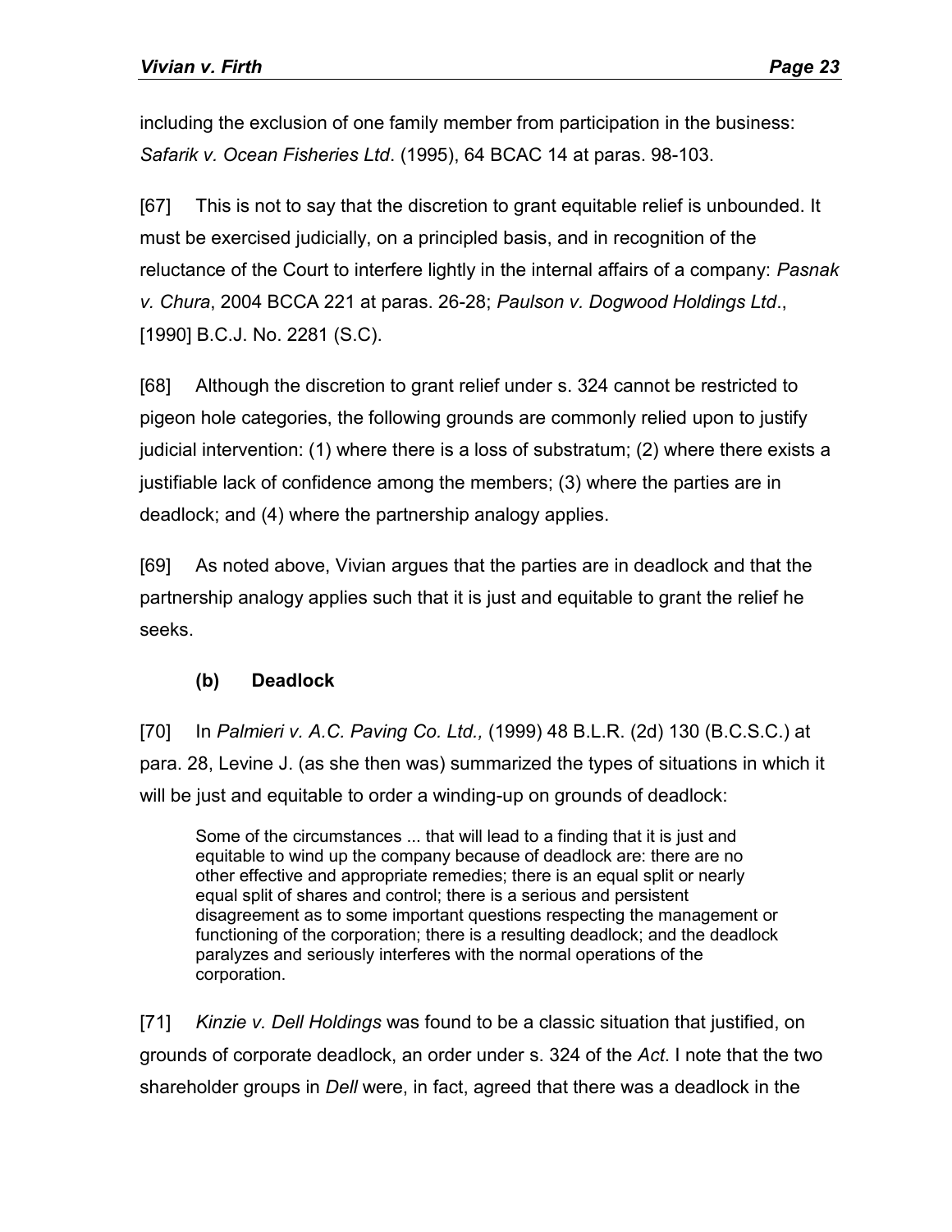including the exclusion of one family member from participation in the business: *Safarik v. Ocean Fisheries Ltd*. (1995), 64 BCAC 14 at paras. 98-103.

[67] This is not to say that the discretion to grant equitable relief is unbounded. It must be exercised judicially, on a principled basis, and in recognition of the reluctance of the Court to interfere lightly in the internal affairs of a company: *Pasnak v. Chura*, 2004 BCCA 221 at paras. 26-28; *Paulson v. Dogwood Holdings Ltd*., [1990] B.C.J. No. 2281 (S.C).

[68] Although the discretion to grant relief under s. 324 cannot be restricted to pigeon hole categories, the following grounds are commonly relied upon to justify judicial intervention: (1) where there is a loss of substratum; (2) where there exists a justifiable lack of confidence among the members; (3) where the parties are in deadlock; and (4) where the partnership analogy applies.

[69] As noted above, Vivian argues that the parties are in deadlock and that the partnership analogy applies such that it is just and equitable to grant the relief he seeks.

### (b) Deadlock

[70] In *Palmieri v. A.C. Paving Co. Ltd.,* (1999) 48 B.L.R. (2d) 130 (B.C.S.C.) at para. 28, Levine J. (as she then was) summarized the types of situations in which it will be just and equitable to order a winding-up on grounds of deadlock:

> Some of the circumstances ... that will lead to a finding that it is just and equitable to wind up the company because of deadlock are: there are no other effective and appropriate remedies; there is an equal split or nearly equal split of shares and control; there is a serious and persistent disagreement as to some important questions respecting the management or functioning of the corporation; there is a resulting deadlock; and the deadlock paralyzes and seriously interferes with the normal operations of the corporation.

[71] *Kinzie v. Dell Holdings* was found to be a classic situation that justified, on grounds of corporate deadlock, an order under s. 324 of the *Act*. I note that the two shareholder groups in *Dell* were, in fact, agreed that there was a deadlock in the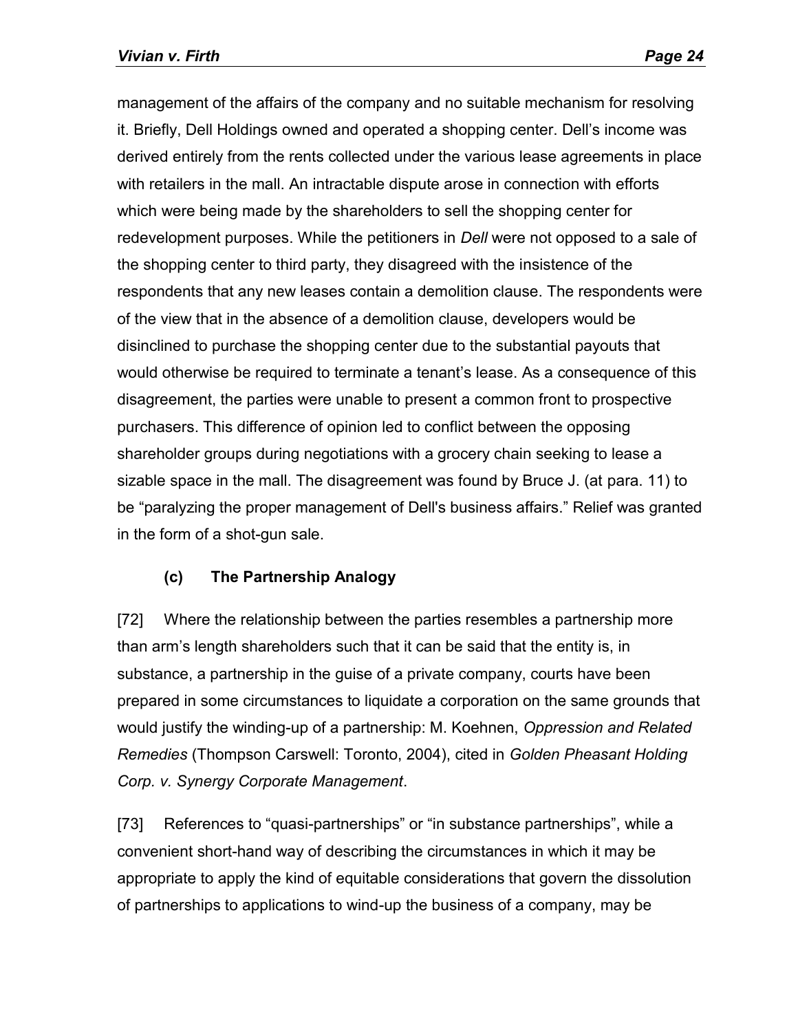management of the affairs of the company and no suitable mechanism for resolving it. Briefly, Dell Holdings owned and operated a shopping center. Dell's income was derived entirely from the rents collected under the various lease agreements in place with retailers in the mall. An intractable dispute arose in connection with efforts which were being made by the shareholders to sell the shopping center for redevelopment purposes. While the petitioners in *Dell* were not opposed to a sale of the shopping center to third party, they disagreed with the insistence of the respondents that any new leases contain a demolition clause. The respondents were of the view that in the absence of a demolition clause, developers would be disinclined to purchase the shopping center due to the substantial payouts that would otherwise be required to terminate a tenant's lease. As a consequence of this disagreement, the parties were unable to present a common front to prospective purchasers. This difference of opinion led to conflict between the opposing shareholder groups during negotiations with a grocery chain seeking to lease a sizable space in the mall. The disagreement was found by Bruce J. (at para. 11) to be "paralyzing the proper management of Dell's business affairs." Relief was granted in the form of a shot-gun sale.

### (c) The Partnership Analogy

[72] Where the relationship between the parties resembles a partnership more than arm's length shareholders such that it can be said that the entity is, in substance, a partnership in the guise of a private company, courts have been prepared in some circumstances to liquidate a corporation on the same grounds that would justify the winding-up of a partnership: M. Koehnen, *Oppression and Related Remedies* (Thompson Carswell: Toronto, 2004), cited in *Golden Pheasant Holding Corp. v. Synergy Corporate Management*.

[73] References to "quasi-partnerships" or "in substance partnerships", while a convenient short-hand way of describing the circumstances in which it may be appropriate to apply the kind of equitable considerations that govern the dissolution of partnerships to applications to wind-up the business of a company, may be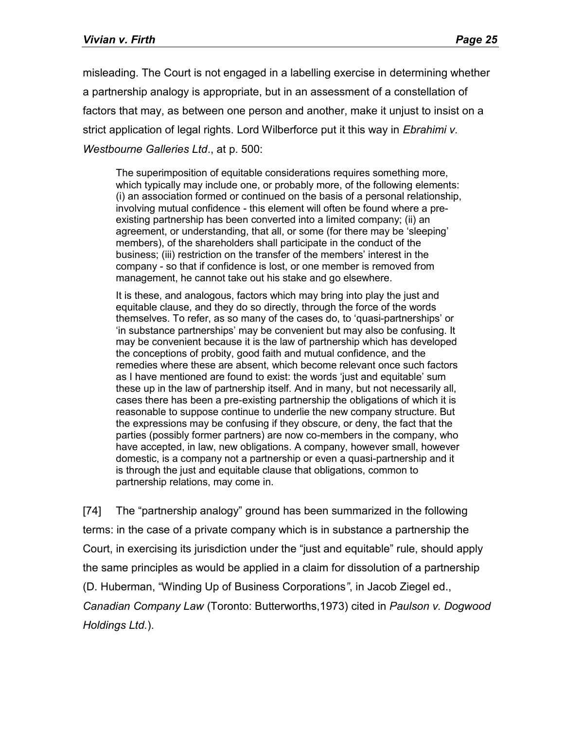misleading. The Court is not engaged in a labelling exercise in determining whether a partnership analogy is appropriate, but in an assessment of a constellation of factors that may, as between one person and another, make it unjust to insist on a strict application of legal rights. Lord Wilberforce put it this way in *Ebrahimi v. Westbourne Galleries Ltd*., at p. 500:

> The superimposition of equitable considerations requires something more, which typically may include one, or probably more, of the following elements: (i) an association formed or continued on the basis of a personal relationship, involving mutual confidence - this element will often be found where a pre-existing partnership has been converted into a limited company; (ii) an agreement, or understanding, that all, or some (for there may be 'sleeping' members), of the shareholders shall participate in the conduct of the business; (iii) restriction on the transfer of the members' interest in the company - so that if confidence is lost, or one member is removed from management, he cannot take out his stake and go elsewhere.
>
> It is these, and analogous, factors which may bring into play the just and equitable clause, and they do so directly, through the force of the words themselves. To refer, as so many of the cases do, to 'quasi-partnerships' or 'in substance partnerships' may be convenient but may also be confusing. It may be convenient because it is the law of partnership which has developed the conceptions of probity, good faith and mutual confidence, and the remedies where these are absent, which become relevant once such factors as I have mentioned are found to exist: the words 'just and equitable' sum these up in the law of partnership itself. And in many, but not necessarily all, cases there has been a pre-existing partnership the obligations of which it is reasonable to suppose continue to underlie the new company structure. But the expressions may be confusing if they obscure, or deny, the fact that the parties (possibly former partners) are now co-members in the company, who have accepted, in law, new obligations. A company, however small, however domestic, is a company not a partnership or even a quasi-partnership and it is through the just and equitable clause that obligations, common to partnership relations, may come in.

[74] The "partnership analogy" ground has been summarized in the following terms: in the case of a private company which is in substance a partnership the Court, in exercising its jurisdiction under the "just and equitable" rule, should apply the same principles as would be applied in a claim for dissolution of a partnership (D. Huberman, "Winding Up of Business Corporations", in Jacob Ziegel ed., *Canadian Company Law* (Toronto: Butterworths,1973) cited in *Paulson v. Dogwood Holdings Ltd.*).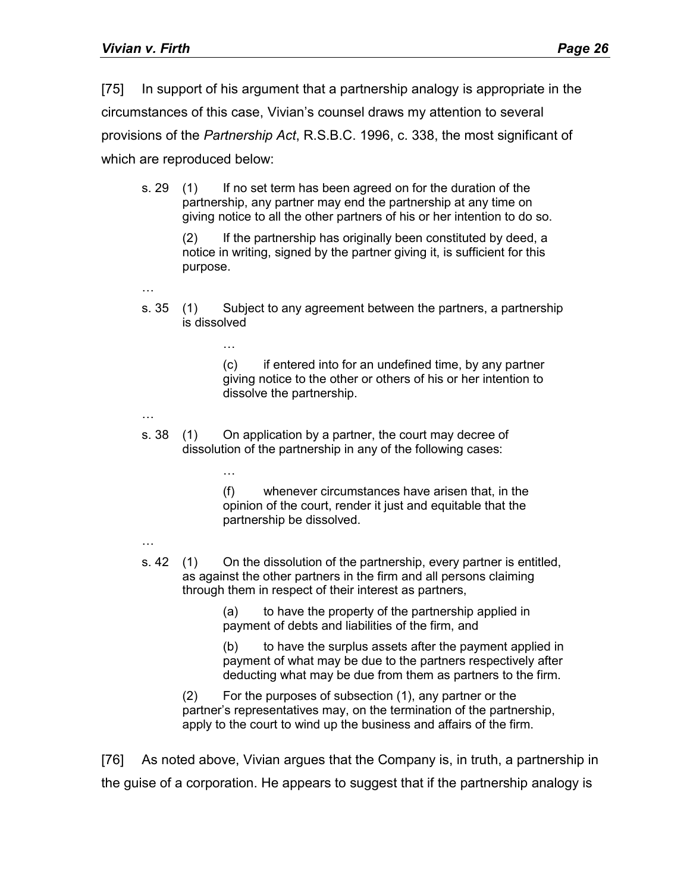[75] In support of his argument that a partnership analogy is appropriate in the circumstances of this case, Vivian's counsel draws my attention to several provisions of the *Partnership Act*, R.S.B.C. 1996, c. 338, the most significant of which are reproduced below:

> s. 29 (1) If no set term has been agreed on for the duration of the partnership, any partner may end the partnership at any time on giving notice to all the other partners of his or her intention to do so.
>
> (2) If the partnership has originally been constituted by deed, a notice in writing, signed by the partner giving it, is sufficient for this purpose.
>
> …
>
> s. 35 (1) Subject to any agreement between the partners, a partnership is dissolved
>
> …
>
> (c) if entered into for an undefined time, by any partner giving notice to the other or others of his or her intention to dissolve the partnership.
>
> …
>
> s. 38 (1) On application by a partner, the court may decree of dissolution of the partnership in any of the following cases:
>
> …
>
> (f) whenever circumstances have arisen that, in the opinion of the court, render it just and equitable that the partnership be dissolved.
>
> …
>
> s. 42 (1) On the dissolution of the partnership, every partner is entitled, as against the other partners in the firm and all persons claiming through them in respect of their interest as partners,
>
> (a) to have the property of the partnership applied in payment of debts and liabilities of the firm, and
>
> (b) to have the surplus assets after the payment applied in payment of what may be due to the partners respectively after deducting what may be due from them as partners to the firm.
>
> (2) For the purposes of subsection (1), any partner or the partner's representatives may, on the termination of the partnership, apply to the court to wind up the business and affairs of the firm.

[76] As noted above, Vivian argues that the Company is, in truth, a partnership in the guise of a corporation. He appears to suggest that if the partnership analogy is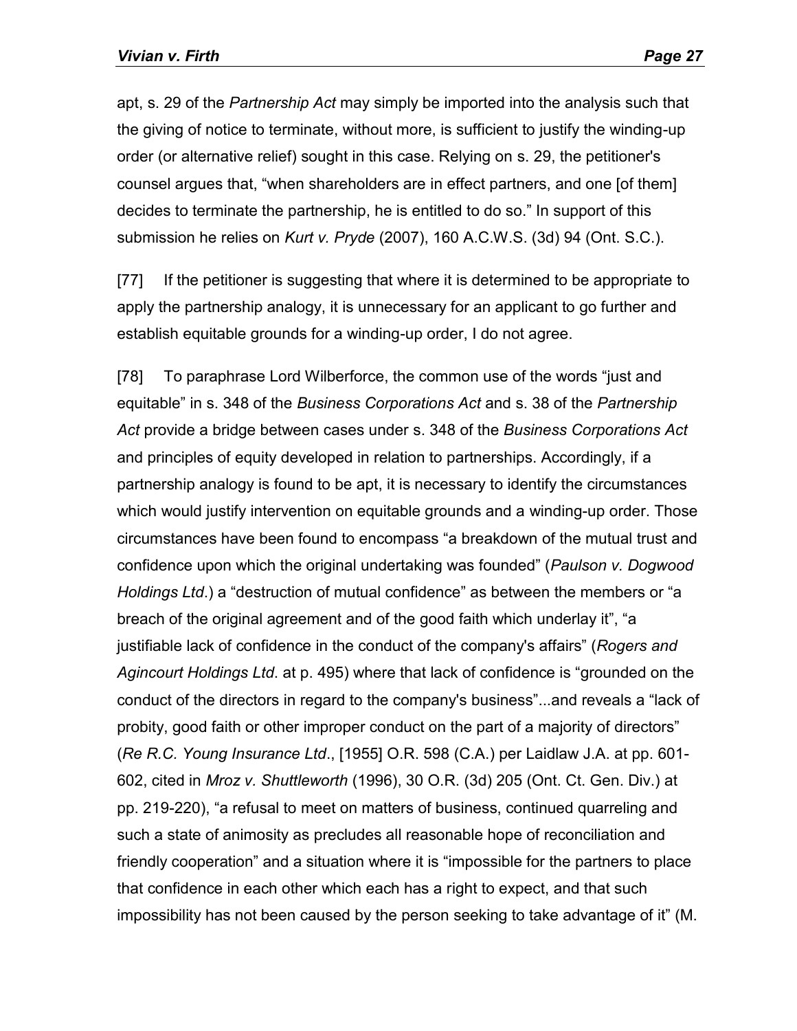apt, s. 29 of the *Partnership Act* may simply be imported into the analysis such that the giving of notice to terminate, without more, is sufficient to justify the winding-up order (or alternative relief) sought in this case. Relying on s. 29, the petitioner's counsel argues that, "when shareholders are in effect partners, and one [of them] decides to terminate the partnership, he is entitled to do so." In support of this submission he relies on *Kurt v. Pryde* (2007), 160 A.C.W.S. (3d) 94 (Ont. S.C.).

[77] If the petitioner is suggesting that where it is determined to be appropriate to apply the partnership analogy, it is unnecessary for an applicant to go further and establish equitable grounds for a winding-up order, I do not agree.

[78] To paraphrase Lord Wilberforce, the common use of the words "just and equitable" in s. 348 of the *Business Corporations Act* and s. 38 of the *Partnership Act* provide a bridge between cases under s. 348 of the *Business Corporations Act* and principles of equity developed in relation to partnerships. Accordingly, if a partnership analogy is found to be apt, it is necessary to identify the circumstances which would justify intervention on equitable grounds and a winding-up order. Those circumstances have been found to encompass "a breakdown of the mutual trust and confidence upon which the original undertaking was founded" (*Paulson v. Dogwood Holdings Ltd*.) a "destruction of mutual confidence" as between the members or "a breach of the original agreement and of the good faith which underlay it", "a justifiable lack of confidence in the conduct of the company's affairs" (*Rogers and Agincourt Holdings Ltd*. at p. 495) where that lack of confidence is "grounded on the conduct of the directors in regard to the company's business"...and reveals a "lack of probity, good faith or other improper conduct on the part of a majority of directors" (*Re R.C. Young Insurance Ltd*., [1955] O.R. 598 (C.A.) per Laidlaw J.A. at pp. 601-602, cited in *Mroz v. Shuttleworth* (1996), 30 O.R. (3d) 205 (Ont. Ct. Gen. Div.) at pp. 219-220), "a refusal to meet on matters of business, continued quarreling and such a state of animosity as precludes all reasonable hope of reconciliation and friendly cooperation" and a situation where it is "impossible for the partners to place that confidence in each other which each has a right to expect, and that such impossibility has not been caused by the person seeking to take advantage of it" (M.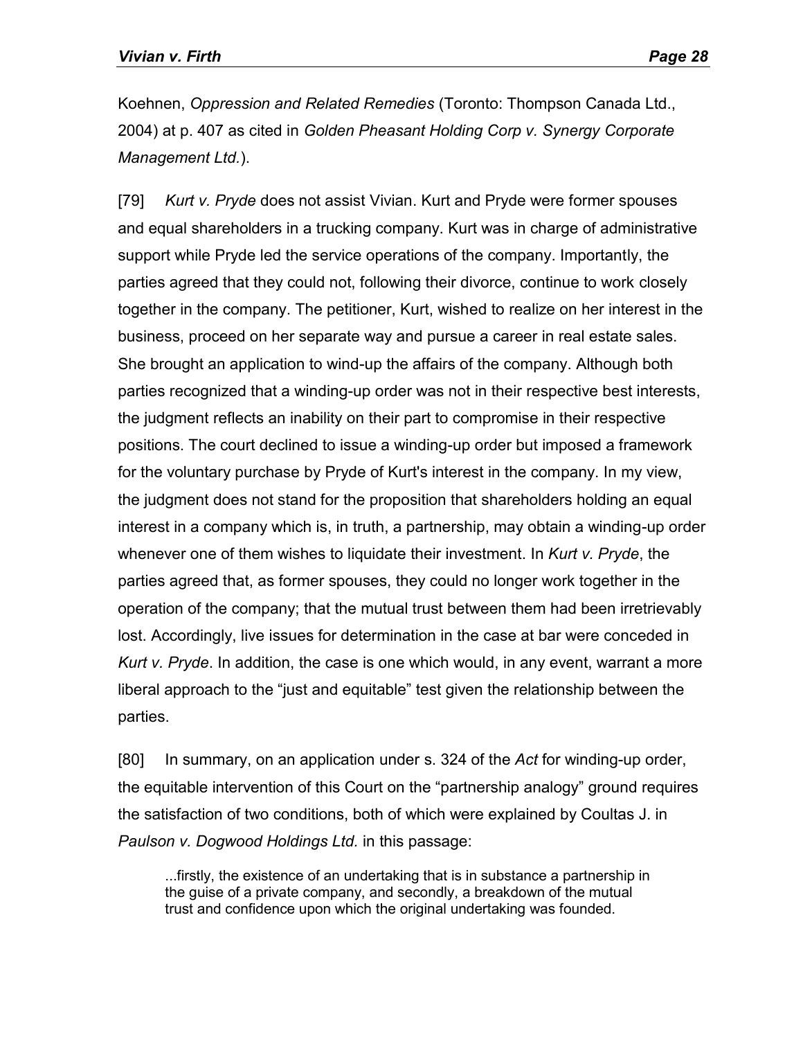Koehnen, *Oppression and Related Remedies* (Toronto: Thompson Canada Ltd., 2004) at p. 407 as cited in *Golden Pheasant Holding Corp v. Synergy Corporate Management Ltd.*).

[79] *Kurt v. Pryde* does not assist Vivian. Kurt and Pryde were former spouses and equal shareholders in a trucking company. Kurt was in charge of administrative support while Pryde led the service operations of the company. Importantly, the parties agreed that they could not, following their divorce, continue to work closely together in the company. The petitioner, Kurt, wished to realize on her interest in the business, proceed on her separate way and pursue a career in real estate sales. She brought an application to wind-up the affairs of the company. Although both parties recognized that a winding-up order was not in their respective best interests, the judgment reflects an inability on their part to compromise in their respective positions. The court declined to issue a winding-up order but imposed a framework for the voluntary purchase by Pryde of Kurt's interest in the company. In my view, the judgment does not stand for the proposition that shareholders holding an equal interest in a company which is, in truth, a partnership, may obtain a winding-up order whenever one of them wishes to liquidate their investment. In *Kurt v. Pryde*, the parties agreed that, as former spouses, they could no longer work together in the operation of the company; that the mutual trust between them had been irretrievably lost. Accordingly, live issues for determination in the case at bar were conceded in *Kurt v. Pryde*. In addition, the case is one which would, in any event, warrant a more liberal approach to the "just and equitable" test given the relationship between the parties.

[80] In summary, on an application under s. 324 of the *Act* for winding-up order, the equitable intervention of this Court on the "partnership analogy" ground requires the satisfaction of two conditions, both of which were explained by Coultas J. in *Paulson v. Dogwood Holdings Ltd.* in this passage:

> ...firstly, the existence of an undertaking that is in substance a partnership in the guise of a private company, and secondly, a breakdown of the mutual trust and confidence upon which the original undertaking was founded.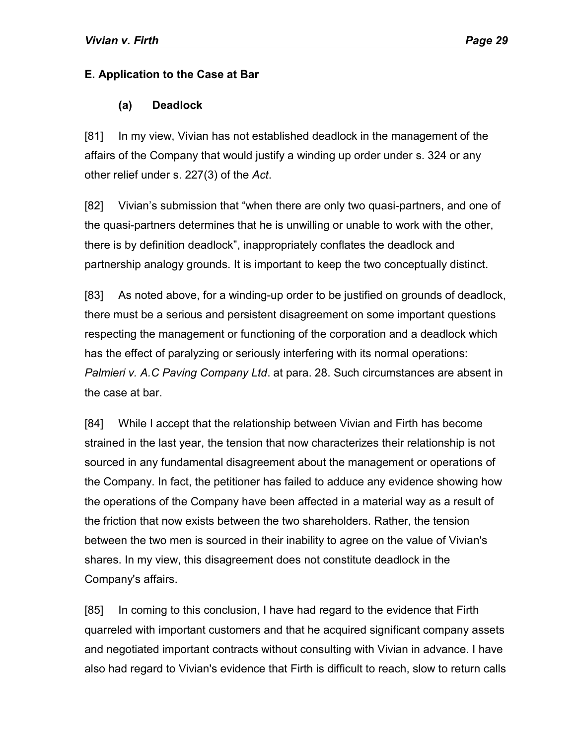### E. Application to the Case at Bar

#### (a) Deadlock

[81] In my view, Vivian has not established deadlock in the management of the affairs of the Company that would justify a winding up order under s. 324 or any other relief under s. 227(3) of the *Act*.

[82] Vivian's submission that "when there are only two quasi-partners, and one of the quasi-partners determines that he is unwilling or unable to work with the other, there is by definition deadlock", inappropriately conflates the deadlock and partnership analogy grounds. It is important to keep the two conceptually distinct.

[83] As noted above, for a winding-up order to be justified on grounds of deadlock, there must be a serious and persistent disagreement on some important questions respecting the management or functioning of the corporation and a deadlock which has the effect of paralyzing or seriously interfering with its normal operations: *Palmieri v. A.C Paving Company Ltd*. at para. 28. Such circumstances are absent in the case at bar.

[84] While I accept that the relationship between Vivian and Firth has become strained in the last year, the tension that now characterizes their relationship is not sourced in any fundamental disagreement about the management or operations of the Company. In fact, the petitioner has failed to adduce any evidence showing how the operations of the Company have been affected in a material way as a result of the friction that now exists between the two shareholders. Rather, the tension between the two men is sourced in their inability to agree on the value of Vivian's shares. In my view, this disagreement does not constitute deadlock in the Company's affairs.

[85] In coming to this conclusion, I have had regard to the evidence that Firth quarreled with important customers and that he acquired significant company assets and negotiated important contracts without consulting with Vivian in advance. I have also had regard to Vivian's evidence that Firth is difficult to reach, slow to return calls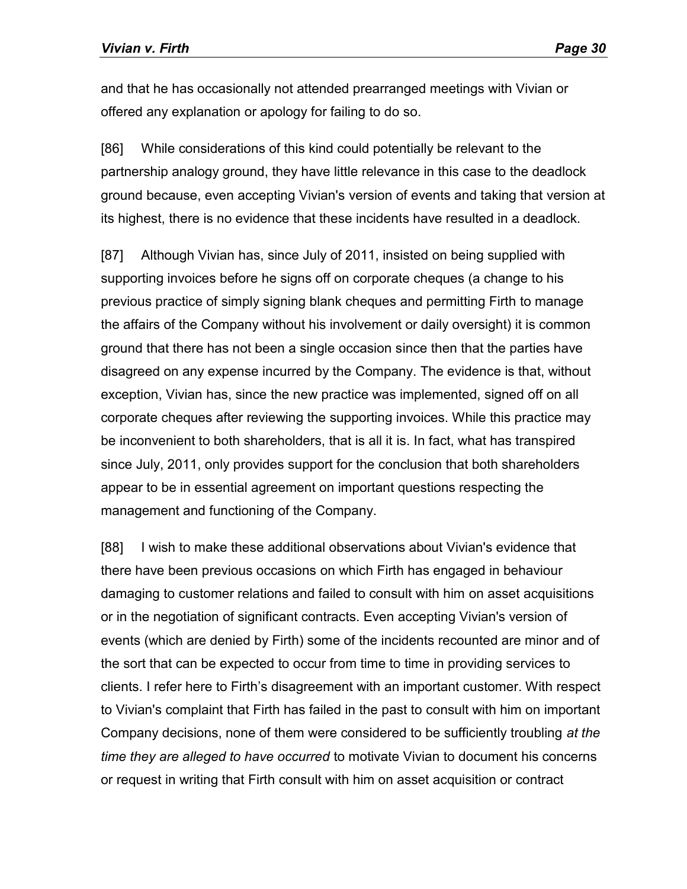and that he has occasionally not attended prearranged meetings with Vivian or offered any explanation or apology for failing to do so.

[86] While considerations of this kind could potentially be relevant to the partnership analogy ground, they have little relevance in this case to the deadlock ground because, even accepting Vivian's version of events and taking that version at its highest, there is no evidence that these incidents have resulted in a deadlock.

[87] Although Vivian has, since July of 2011, insisted on being supplied with supporting invoices before he signs off on corporate cheques (a change to his previous practice of simply signing blank cheques and permitting Firth to manage the affairs of the Company without his involvement or daily oversight) it is common ground that there has not been a single occasion since then that the parties have disagreed on any expense incurred by the Company. The evidence is that, without exception, Vivian has, since the new practice was implemented, signed off on all corporate cheques after reviewing the supporting invoices. While this practice may be inconvenient to both shareholders, that is all it is. In fact, what has transpired since July, 2011, only provides support for the conclusion that both shareholders appear to be in essential agreement on important questions respecting the management and functioning of the Company.

[88] I wish to make these additional observations about Vivian's evidence that there have been previous occasions on which Firth has engaged in behaviour damaging to customer relations and failed to consult with him on asset acquisitions or in the negotiation of significant contracts. Even accepting Vivian's version of events (which are denied by Firth) some of the incidents recounted are minor and of the sort that can be expected to occur from time to time in providing services to clients. I refer here to Firth's disagreement with an important customer. With respect to Vivian's complaint that Firth has failed in the past to consult with him on important Company decisions, none of them were considered to be sufficiently troubling *at the time they are alleged to have occurred* to motivate Vivian to document his concerns or request in writing that Firth consult with him on asset acquisition or contract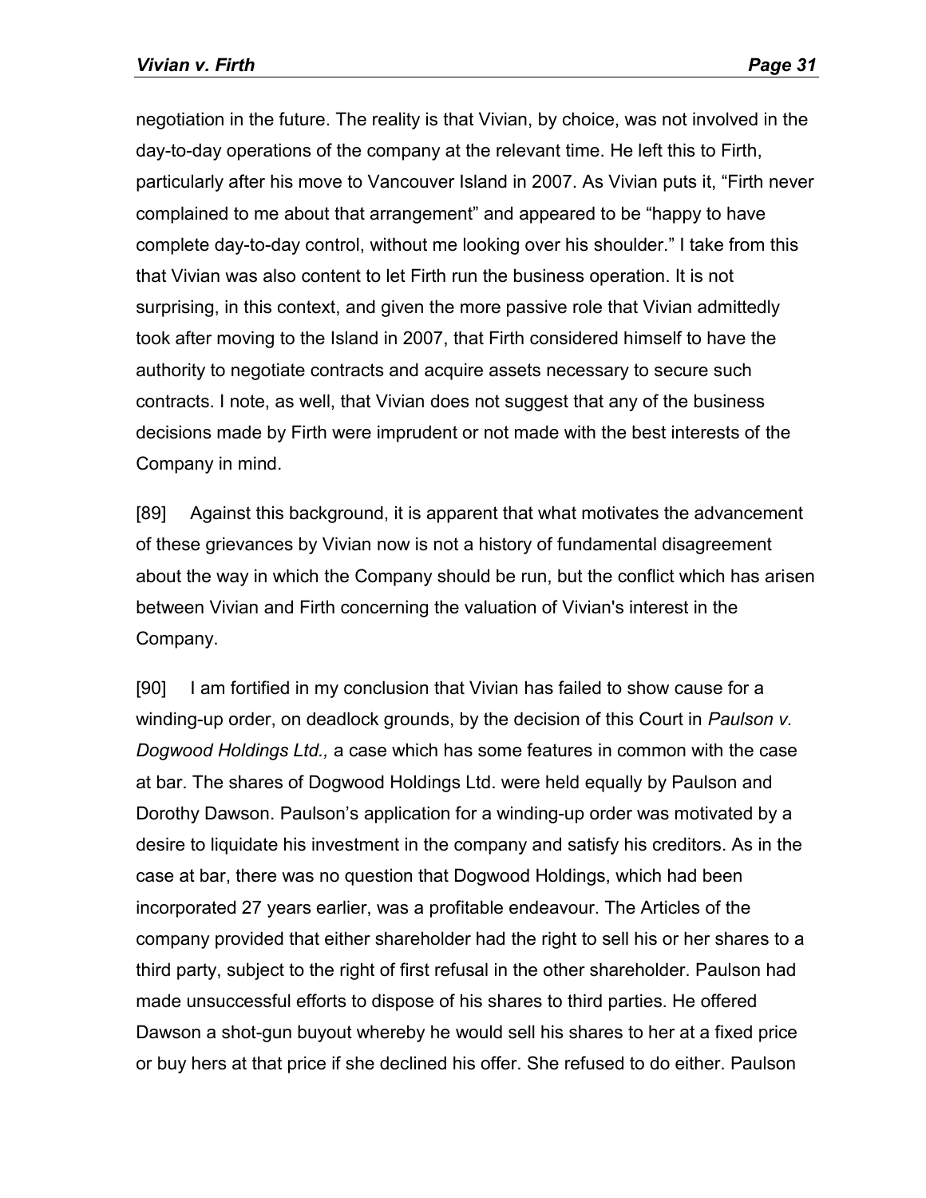negotiation in the future. The reality is that Vivian, by choice, was not involved in the day-to-day operations of the company at the relevant time. He left this to Firth, particularly after his move to Vancouver Island in 2007. As Vivian puts it, “Firth never complained to me about that arrangement” and appeared to be “happy to have complete day-to-day control, without me looking over his shoulder.” I take from this that Vivian was also content to let Firth run the business operation. It is not surprising, in this context, and given the more passive role that Vivian admittedly took after moving to the Island in 2007, that Firth considered himself to have the authority to negotiate contracts and acquire assets necessary to secure such contracts. I note, as well, that Vivian does not suggest that any of the business decisions made by Firth were imprudent or not made with the best interests of the Company in mind.

[89] Against this background, it is apparent that what motivates the advancement of these grievances by Vivian now is not a history of fundamental disagreement about the way in which the Company should be run, but the conflict which has arisen between Vivian and Firth concerning the valuation of Vivian's interest in the Company.

[90] I am fortified in my conclusion that Vivian has failed to show cause for a winding-up order, on deadlock grounds, by the decision of this Court in *Paulson v. Dogwood Holdings Ltd.,* a case which has some features in common with the case at bar. The shares of Dogwood Holdings Ltd. were held equally by Paulson and Dorothy Dawson. Paulson’s application for a winding-up order was motivated by a desire to liquidate his investment in the company and satisfy his creditors. As in the case at bar, there was no question that Dogwood Holdings, which had been incorporated 27 years earlier, was a profitable endeavour. The Articles of the company provided that either shareholder had the right to sell his or her shares to a third party, subject to the right of first refusal in the other shareholder. Paulson had made unsuccessful efforts to dispose of his shares to third parties. He offered Dawson a shot-gun buyout whereby he would sell his shares to her at a fixed price or buy hers at that price if she declined his offer. She refused to do either. Paulson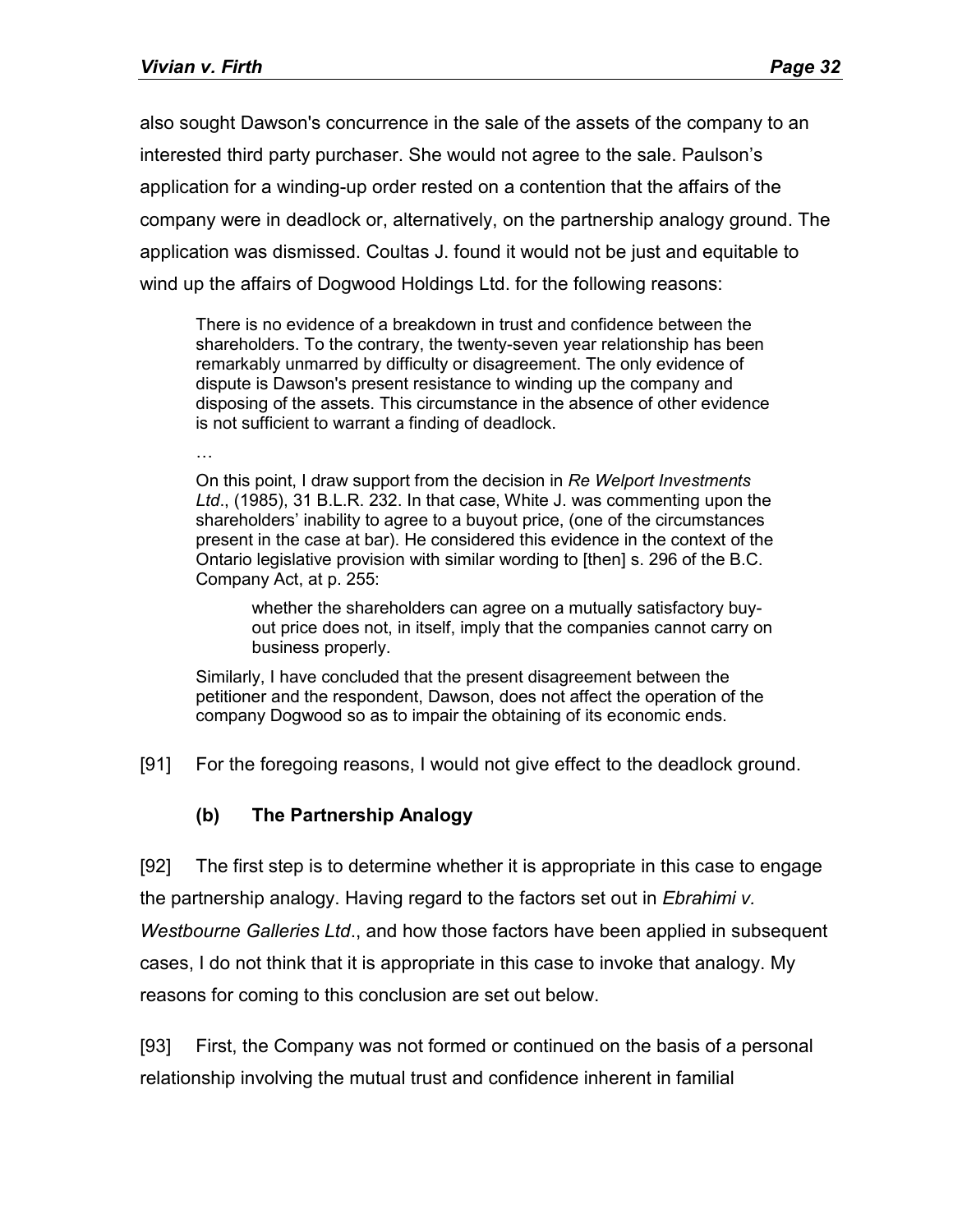also sought Dawson's concurrence in the sale of the assets of the company to an interested third party purchaser. She would not agree to the sale. Paulson's application for a winding-up order rested on a contention that the affairs of the company were in deadlock or, alternatively, on the partnership analogy ground. The application was dismissed. Coultas J. found it would not be just and equitable to wind up the affairs of Dogwood Holdings Ltd. for the following reasons:

> There is no evidence of a breakdown in trust and confidence between the shareholders. To the contrary, the twenty-seven year relationship has been remarkably unmarred by difficulty or disagreement. The only evidence of dispute is Dawson's present resistance to winding up the company and disposing of the assets. This circumstance in the absence of other evidence is not sufficient to warrant a finding of deadlock.
>
> …
>
> On this point, I draw support from the decision in *Re Welport Investments Ltd*., (1985), 31 B.L.R. 232. In that case, White J. was commenting upon the shareholders' inability to agree to a buyout price, (one of the circumstances present in the case at bar). He considered this evidence in the context of the Ontario legislative provision with similar wording to [then] s. 296 of the B.C. Company Act, at p. 255:
>
> > whether the shareholders can agree on a mutually satisfactory buy-out price does not, in itself, imply that the companies cannot carry on business properly.
>
> Similarly, I have concluded that the present disagreement between the petitioner and the respondent, Dawson, does not affect the operation of the company Dogwood so as to impair the obtaining of its economic ends.

[91] For the foregoing reasons, I would not give effect to the deadlock ground.

### (b) The Partnership Analogy

[92] The first step is to determine whether it is appropriate in this case to engage the partnership analogy. Having regard to the factors set out in *Ebrahimi v. Westbourne Galleries Ltd*., and how those factors have been applied in subsequent cases, I do not think that it is appropriate in this case to invoke that analogy. My reasons for coming to this conclusion are set out below.

[93] First, the Company was not formed or continued on the basis of a personal relationship involving the mutual trust and confidence inherent in familial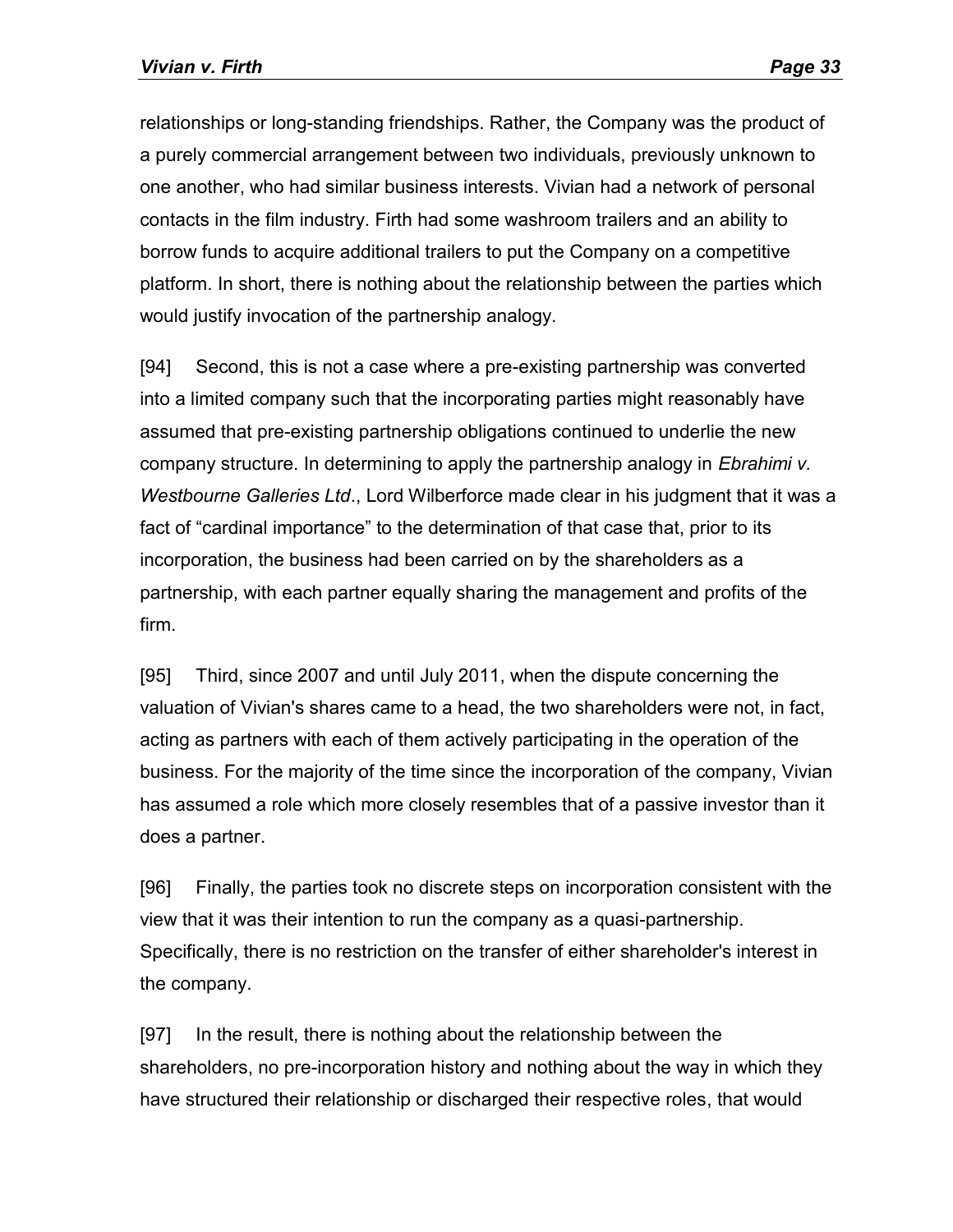relationships or long-standing friendships. Rather, the Company was the product of a purely commercial arrangement between two individuals, previously unknown to one another, who had similar business interests. Vivian had a network of personal contacts in the film industry. Firth had some washroom trailers and an ability to borrow funds to acquire additional trailers to put the Company on a competitive platform. In short, there is nothing about the relationship between the parties which would justify invocation of the partnership analogy.

[94] Second, this is not a case where a pre-existing partnership was converted into a limited company such that the incorporating parties might reasonably have assumed that pre-existing partnership obligations continued to underlie the new company structure. In determining to apply the partnership analogy in *Ebrahimi v. Westbourne Galleries Ltd*., Lord Wilberforce made clear in his judgment that it was a fact of "cardinal importance" to the determination of that case that, prior to its incorporation, the business had been carried on by the shareholders as a partnership, with each partner equally sharing the management and profits of the firm.

[95] Third, since 2007 and until July 2011, when the dispute concerning the valuation of Vivian's shares came to a head, the two shareholders were not, in fact, acting as partners with each of them actively participating in the operation of the business. For the majority of the time since the incorporation of the company, Vivian has assumed a role which more closely resembles that of a passive investor than it does a partner.

[96] Finally, the parties took no discrete steps on incorporation consistent with the view that it was their intention to run the company as a quasi-partnership. Specifically, there is no restriction on the transfer of either shareholder's interest in the company.

[97] In the result, there is nothing about the relationship between the shareholders, no pre-incorporation history and nothing about the way in which they have structured their relationship or discharged their respective roles, that would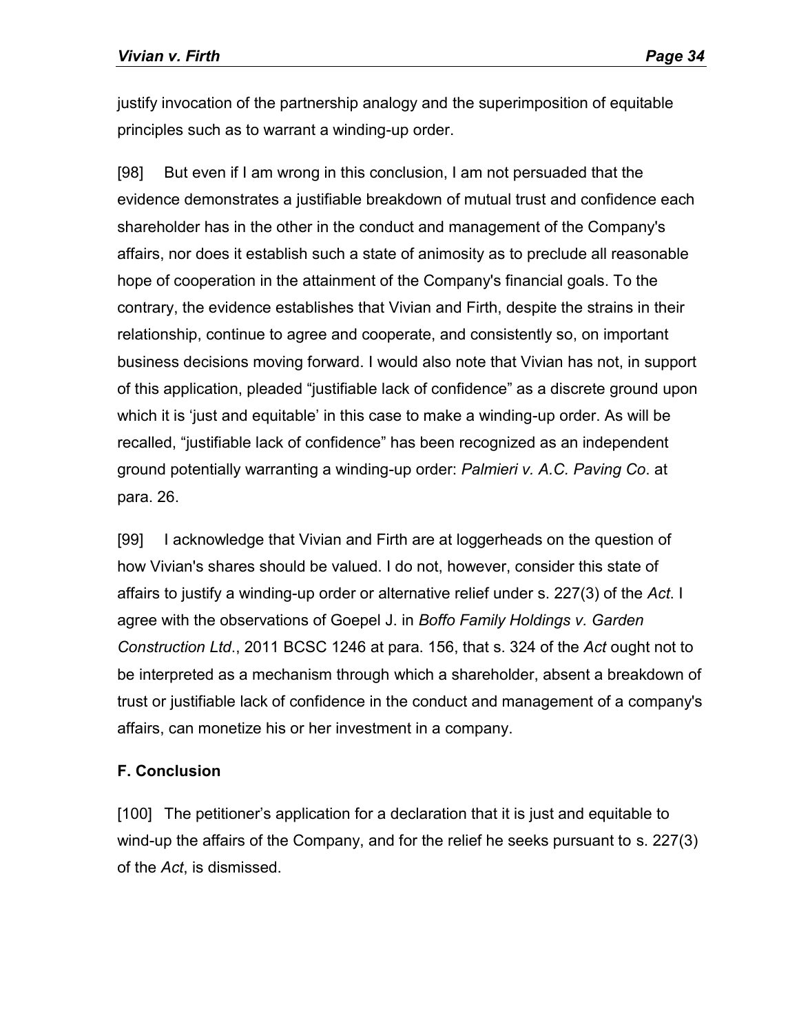justify invocation of the partnership analogy and the superimposition of equitable principles such as to warrant a winding-up order.

[98] But even if I am wrong in this conclusion, I am not persuaded that the evidence demonstrates a justifiable breakdown of mutual trust and confidence each shareholder has in the other in the conduct and management of the Company's affairs, nor does it establish such a state of animosity as to preclude all reasonable hope of cooperation in the attainment of the Company's financial goals. To the contrary, the evidence establishes that Vivian and Firth, despite the strains in their relationship, continue to agree and cooperate, and consistently so, on important business decisions moving forward. I would also note that Vivian has not, in support of this application, pleaded "justifiable lack of confidence" as a discrete ground upon which it is 'just and equitable' in this case to make a winding-up order. As will be recalled, "justifiable lack of confidence" has been recognized as an independent ground potentially warranting a winding-up order: *Palmieri v. A.C. Paving Co*. at para. 26.

[99] I acknowledge that Vivian and Firth are at loggerheads on the question of how Vivian's shares should be valued. I do not, however, consider this state of affairs to justify a winding-up order or alternative relief under s. 227(3) of the *Act*. I agree with the observations of Goepel J. in *Boffo Family Holdings v. Garden Construction Ltd*., 2011 BCSC 1246 at para. 156, that s. 324 of the *Act* ought not to be interpreted as a mechanism through which a shareholder, absent a breakdown of trust or justifiable lack of confidence in the conduct and management of a company's affairs, can monetize his or her investment in a company.

## F. Conclusion

[100] The petitioner's application for a declaration that it is just and equitable to wind-up the affairs of the Company, and for the relief he seeks pursuant to s. 227(3) of the *Act*, is dismissed.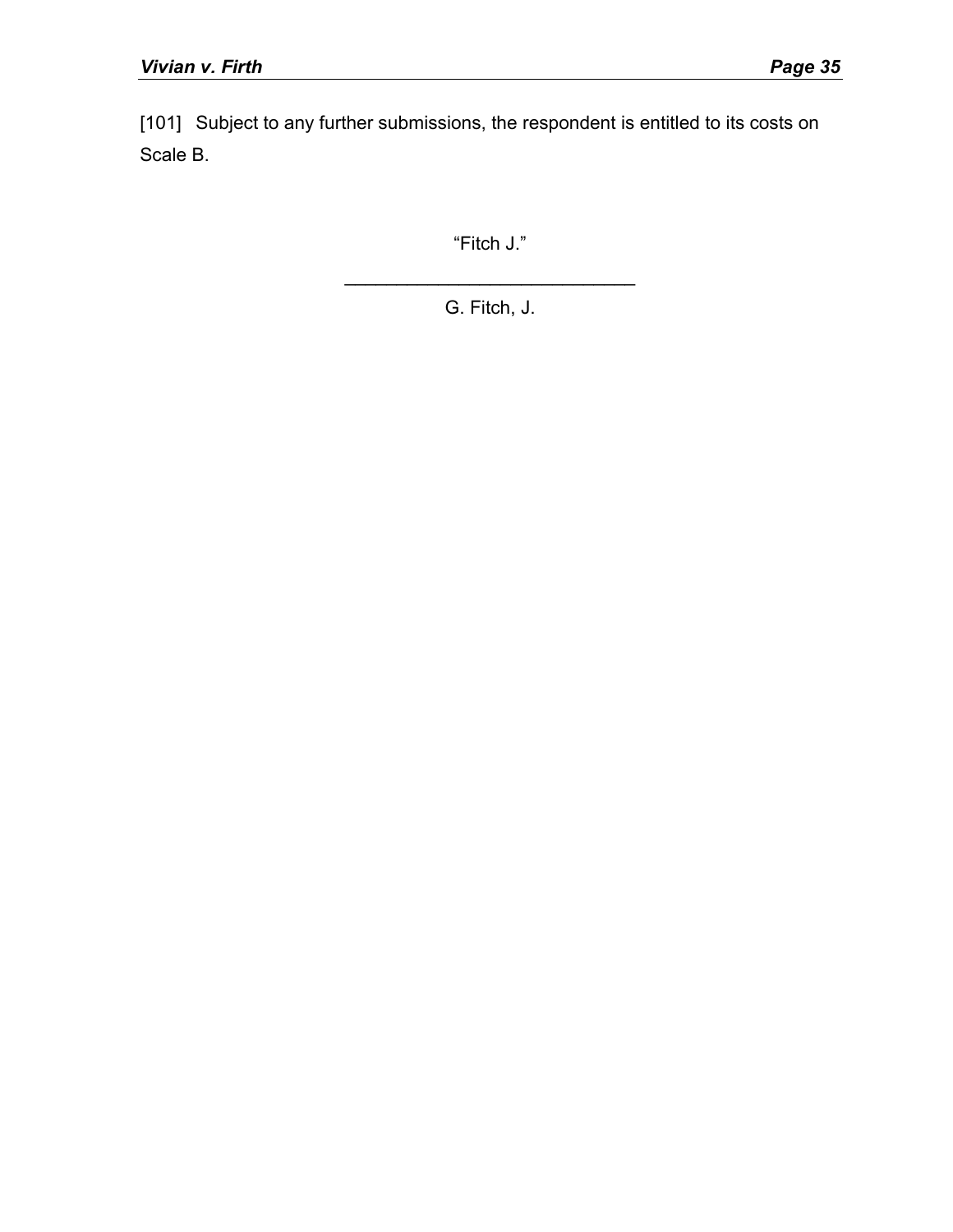[101] Subject to any further submissions, the respondent is entitled to its costs on Scale B.

"Fitch J."

\_\_\_\_\_\_\_\_\_\_\_\_\_\_\_\_\_\_\_\_\_\_\_\_\_\_\_\_\_\_

G. Fitch, J.